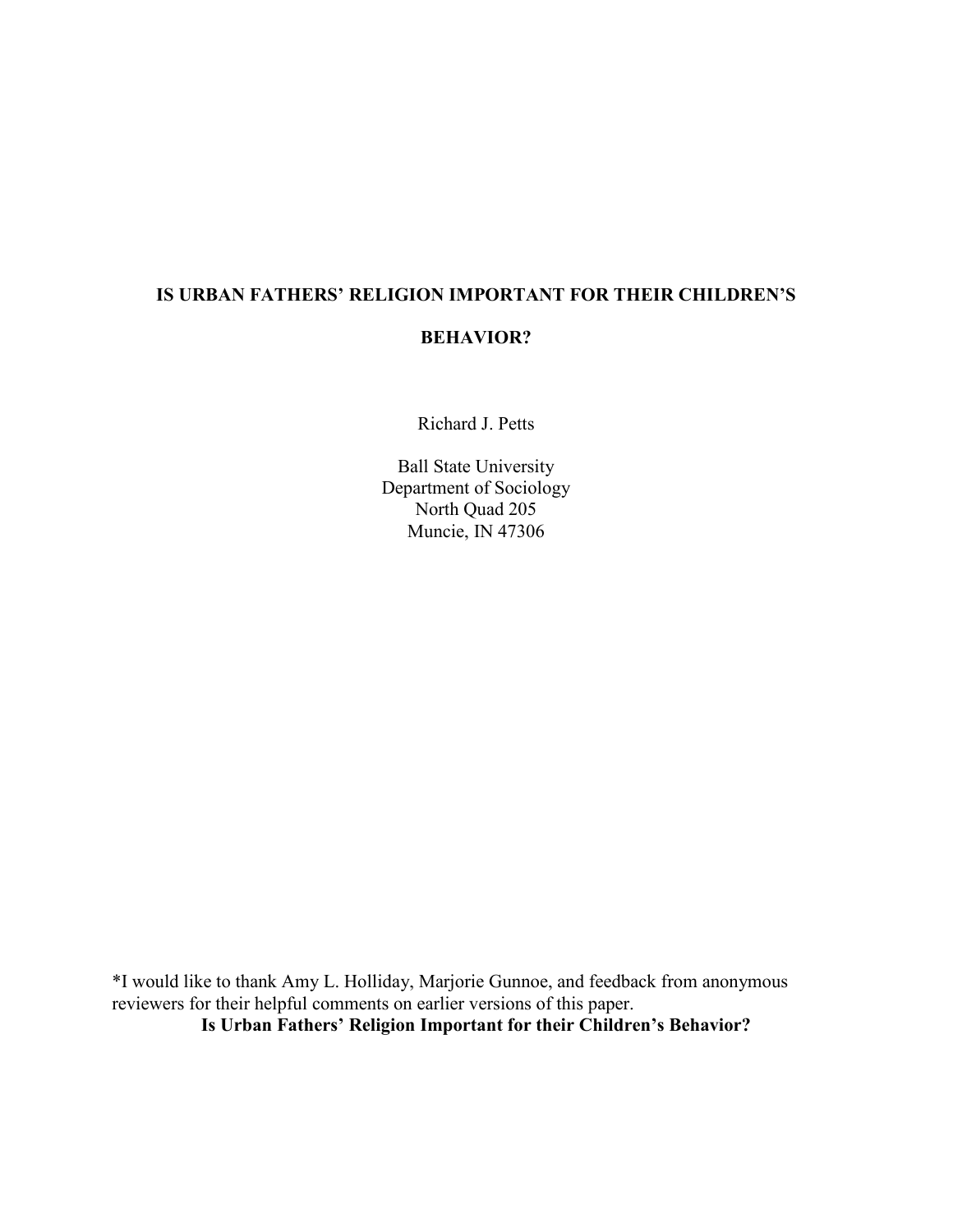# IS URBAN FATHERS' RELIGION IMPORTANT FOR THEIR CHILDREN'S BEHAVIOR?

Richard J. Petts

Ball State University
Department of Sociology
North Quad 205
Muncie, IN 47306

*I would like to thank Amy L. Holliday, Marjorie Gunnoe, and feedback from anonymous reviewers for their helpful comments on earlier versions of this paper.

**Is Urban Fathers' Religion Important for their Children's Behavior?**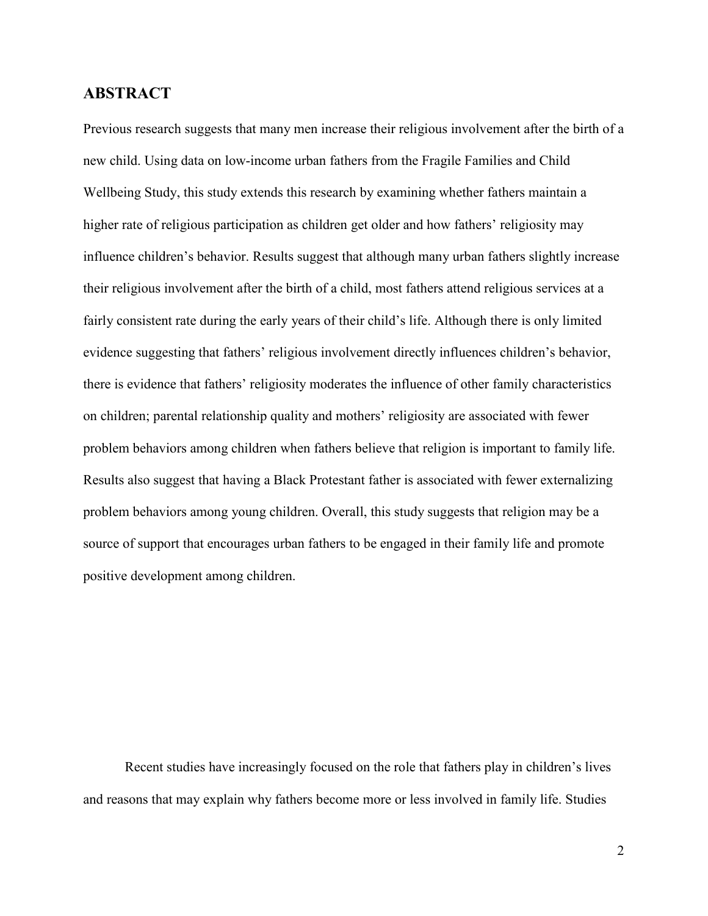## ABSTRACT

Previous research suggests that many men increase their religious involvement after the birth of a new child. Using data on low-income urban fathers from the Fragile Families and Child Wellbeing Study, this study extends this research by examining whether fathers maintain a higher rate of religious participation as children get older and how fathers' religiosity may influence children's behavior. Results suggest that although many urban fathers slightly increase their religious involvement after the birth of a child, most fathers attend religious services at a fairly consistent rate during the early years of their child's life. Although there is only limited evidence suggesting that fathers' religious involvement directly influences children's behavior, there is evidence that fathers' religiosity moderates the influence of other family characteristics on children; parental relationship quality and mothers' religiosity are associated with fewer problem behaviors among children when fathers believe that religion is important to family life. Results also suggest that having a Black Protestant father is associated with fewer externalizing problem behaviors among young children. Overall, this study suggests that religion may be a source of support that encourages urban fathers to be engaged in their family life and promote positive development among children.

Recent studies have increasingly focused on the role that fathers play in children's lives and reasons that may explain why fathers become more or less involved in family life. Studies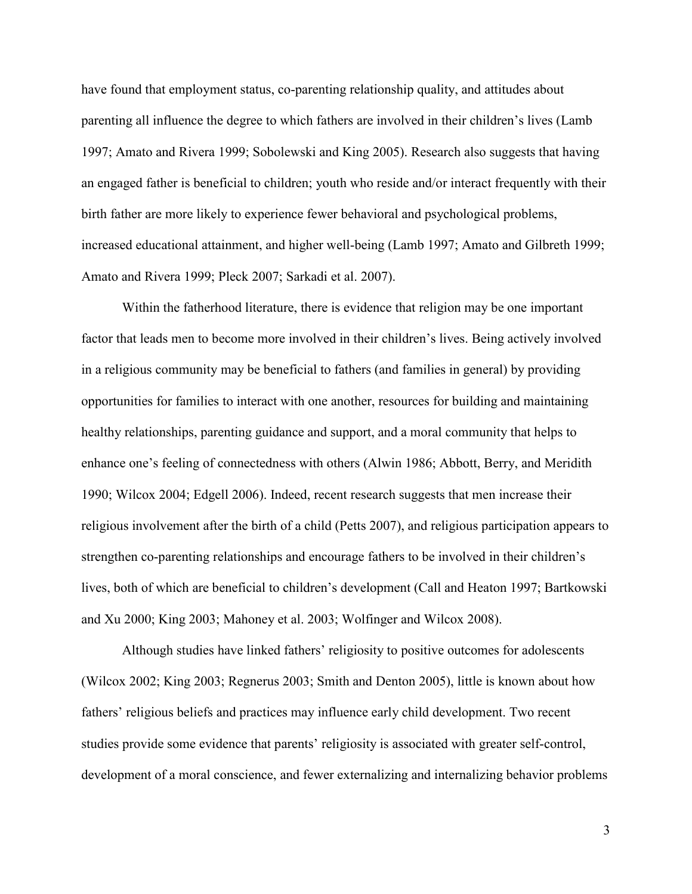have found that employment status, co-parenting relationship quality, and attitudes about parenting all influence the degree to which fathers are involved in their children's lives (Lamb 1997; Amato and Rivera 1999; Sobolewski and King 2005). Research also suggests that having an engaged father is beneficial to children; youth who reside and/or interact frequently with their birth father are more likely to experience fewer behavioral and psychological problems, increased educational attainment, and higher well-being (Lamb 1997; Amato and Gilbreth 1999; Amato and Rivera 1999; Pleck 2007; Sarkadi et al. 2007).

Within the fatherhood literature, there is evidence that religion may be one important factor that leads men to become more involved in their children's lives. Being actively involved in a religious community may be beneficial to fathers (and families in general) by providing opportunities for families to interact with one another, resources for building and maintaining healthy relationships, parenting guidance and support, and a moral community that helps to enhance one's feeling of connectedness with others (Alwin 1986; Abbott, Berry, and Meridith 1990; Wilcox 2004; Edgell 2006). Indeed, recent research suggests that men increase their religious involvement after the birth of a child (Petts 2007), and religious participation appears to strengthen co-parenting relationships and encourage fathers to be involved in their children's lives, both of which are beneficial to children's development (Call and Heaton 1997; Bartkowski and Xu 2000; King 2003; Mahoney et al. 2003; Wolfinger and Wilcox 2008).

Although studies have linked fathers' religiosity to positive outcomes for adolescents (Wilcox 2002; King 2003; Regnerus 2003; Smith and Denton 2005), little is known about how fathers' religious beliefs and practices may influence early child development. Two recent studies provide some evidence that parents' religiosity is associated with greater self-control, development of a moral conscience, and fewer externalizing and internalizing behavior problems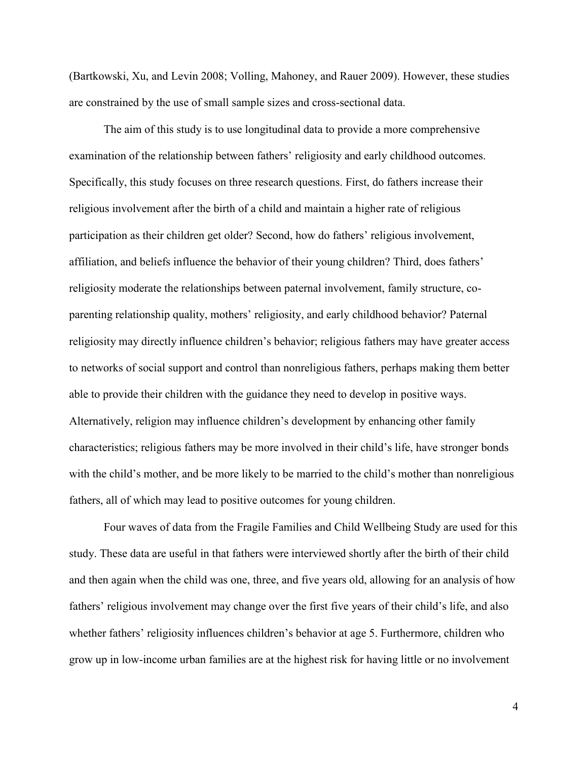(Bartkowski, Xu, and Levin 2008; Volling, Mahoney, and Rauer 2009). However, these studies are constrained by the use of small sample sizes and cross-sectional data.

The aim of this study is to use longitudinal data to provide a more comprehensive examination of the relationship between fathers' religiosity and early childhood outcomes. Specifically, this study focuses on three research questions. First, do fathers increase their religious involvement after the birth of a child and maintain a higher rate of religious participation as their children get older? Second, how do fathers' religious involvement, affiliation, and beliefs influence the behavior of their young children? Third, does fathers' religiosity moderate the relationships between paternal involvement, family structure, co-parenting relationship quality, mothers' religiosity, and early childhood behavior? Paternal religiosity may directly influence children's behavior; religious fathers may have greater access to networks of social support and control than nonreligious fathers, perhaps making them better able to provide their children with the guidance they need to develop in positive ways. Alternatively, religion may influence children's development by enhancing other family characteristics; religious fathers may be more involved in their child's life, have stronger bonds with the child's mother, and be more likely to be married to the child's mother than nonreligious fathers, all of which may lead to positive outcomes for young children.

Four waves of data from the Fragile Families and Child Wellbeing Study are used for this study. These data are useful in that fathers were interviewed shortly after the birth of their child and then again when the child was one, three, and five years old, allowing for an analysis of how fathers' religious involvement may change over the first five years of their child's life, and also whether fathers' religiosity influences children's behavior at age 5. Furthermore, children who grow up in low-income urban families are at the highest risk for having little or no involvement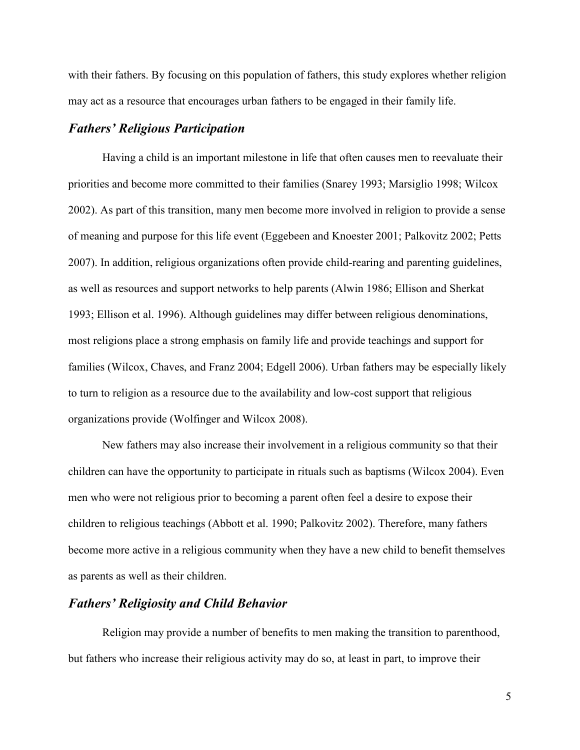with their fathers. By focusing on this population of fathers, this study explores whether religion may act as a resource that encourages urban fathers to be engaged in their family life.

## *Fathers' Religious Participation*

Having a child is an important milestone in life that often causes men to reevaluate their priorities and become more committed to their families (Snarey 1993; Marsiglio 1998; Wilcox 2002). As part of this transition, many men become more involved in religion to provide a sense of meaning and purpose for this life event (Eggebeen and Knoester 2001; Palkovitz 2002; Petts 2007). In addition, religious organizations often provide child-rearing and parenting guidelines, as well as resources and support networks to help parents (Alwin 1986; Ellison and Sherkat 1993; Ellison et al. 1996). Although guidelines may differ between religious denominations, most religions place a strong emphasis on family life and provide teachings and support for families (Wilcox, Chaves, and Franz 2004; Edgell 2006). Urban fathers may be especially likely to turn to religion as a resource due to the availability and low-cost support that religious organizations provide (Wolfinger and Wilcox 2008).

New fathers may also increase their involvement in a religious community so that their children can have the opportunity to participate in rituals such as baptisms (Wilcox 2004). Even men who were not religious prior to becoming a parent often feel a desire to expose their children to religious teachings (Abbott et al. 1990; Palkovitz 2002). Therefore, many fathers become more active in a religious community when they have a new child to benefit themselves as parents as well as their children.

## *Fathers' Religiosity and Child Behavior*

Religion may provide a number of benefits to men making the transition to parenthood, but fathers who increase their religious activity may do so, at least in part, to improve their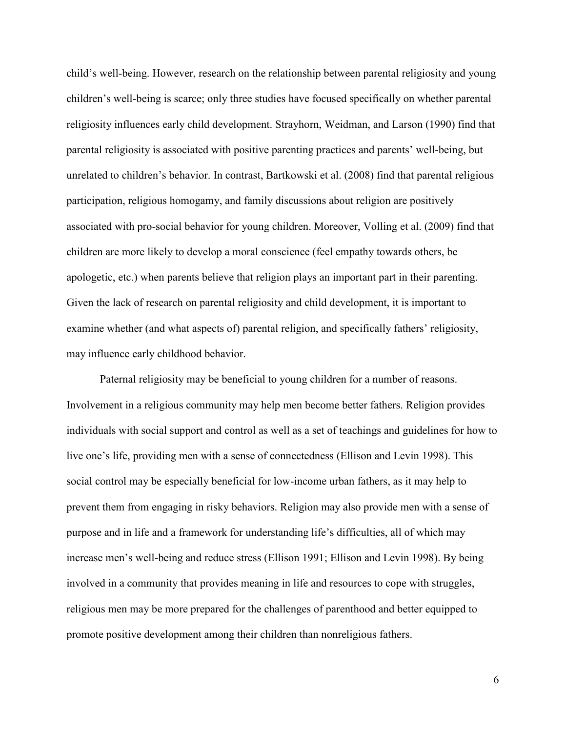child's well-being. However, research on the relationship between parental religiosity and young children's well-being is scarce; only three studies have focused specifically on whether parental religiosity influences early child development. Strayhorn, Weidman, and Larson (1990) find that parental religiosity is associated with positive parenting practices and parents' well-being, but unrelated to children's behavior. In contrast, Bartkowski et al. (2008) find that parental religious participation, religious homogamy, and family discussions about religion are positively associated with pro-social behavior for young children. Moreover, Volling et al. (2009) find that children are more likely to develop a moral conscience (feel empathy towards others, be apologetic, etc.) when parents believe that religion plays an important part in their parenting. Given the lack of research on parental religiosity and child development, it is important to examine whether (and what aspects of) parental religion, and specifically fathers' religiosity, may influence early childhood behavior.

Paternal religiosity may be beneficial to young children for a number of reasons. Involvement in a religious community may help men become better fathers. Religion provides individuals with social support and control as well as a set of teachings and guidelines for how to live one's life, providing men with a sense of connectedness (Ellison and Levin 1998). This social control may be especially beneficial for low-income urban fathers, as it may help to prevent them from engaging in risky behaviors. Religion may also provide men with a sense of purpose and in life and a framework for understanding life's difficulties, all of which may increase men's well-being and reduce stress (Ellison 1991; Ellison and Levin 1998). By being involved in a community that provides meaning in life and resources to cope with struggles, religious men may be more prepared for the challenges of parenthood and better equipped to promote positive development among their children than nonreligious fathers.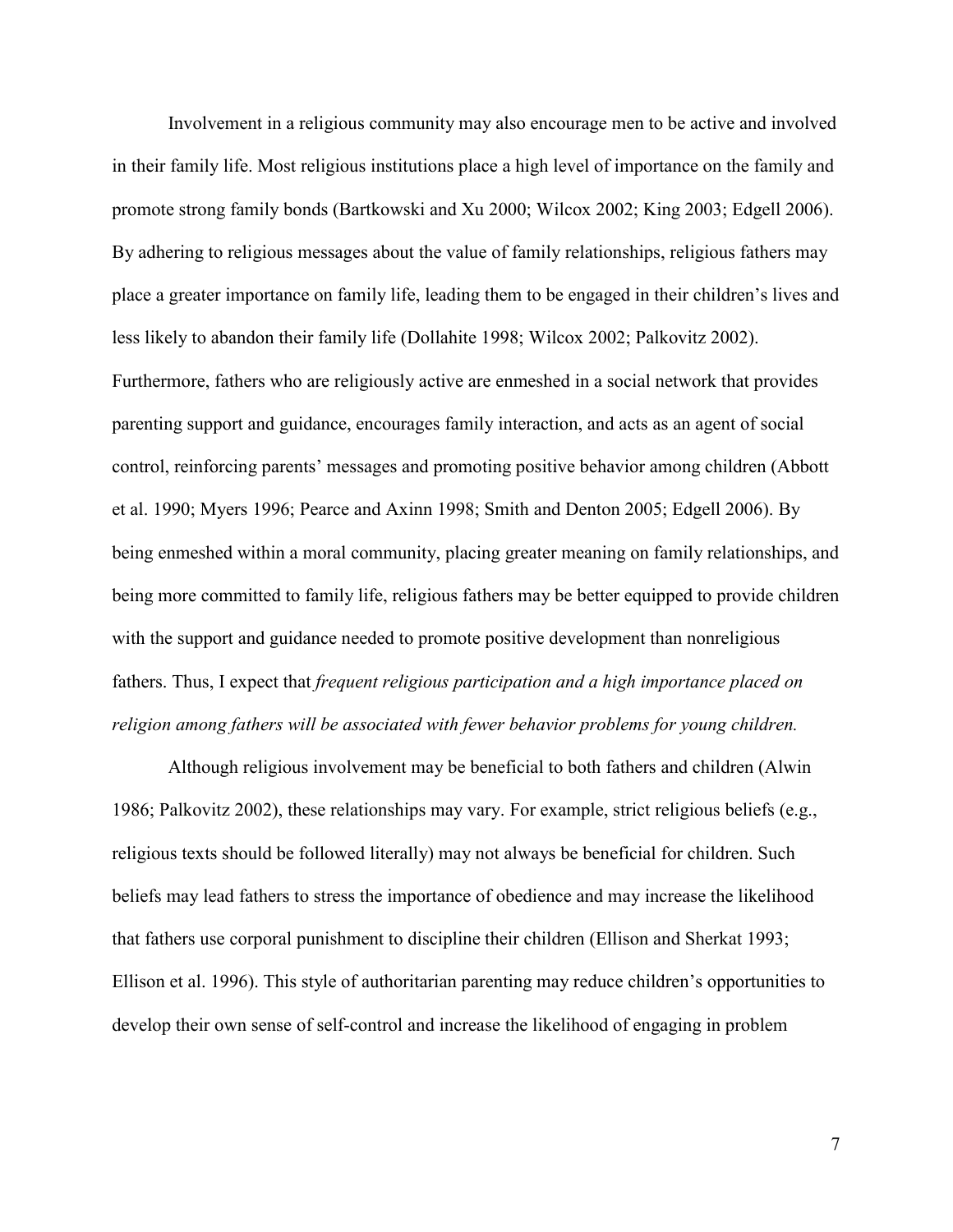Involvement in a religious community may also encourage men to be active and involved in their family life. Most religious institutions place a high level of importance on the family and promote strong family bonds (Bartkowski and Xu 2000; Wilcox 2002; King 2003; Edgell 2006). By adhering to religious messages about the value of family relationships, religious fathers may place a greater importance on family life, leading them to be engaged in their children's lives and less likely to abandon their family life (Dollahite 1998; Wilcox 2002; Palkovitz 2002). Furthermore, fathers who are religiously active are enmeshed in a social network that provides parenting support and guidance, encourages family interaction, and acts as an agent of social control, reinforcing parents' messages and promoting positive behavior among children (Abbott et al. 1990; Myers 1996; Pearce and Axinn 1998; Smith and Denton 2005; Edgell 2006). By being enmeshed within a moral community, placing greater meaning on family relationships, and being more committed to family life, religious fathers may be better equipped to provide children with the support and guidance needed to promote positive development than nonreligious fathers. Thus, I expect that *frequent religious participation and a high importance placed on religion among fathers will be associated with fewer behavior problems for young children.*

Although religious involvement may be beneficial to both fathers and children (Alwin 1986; Palkovitz 2002), these relationships may vary. For example, strict religious beliefs (e.g., religious texts should be followed literally) may not always be beneficial for children. Such beliefs may lead fathers to stress the importance of obedience and may increase the likelihood that fathers use corporal punishment to discipline their children (Ellison and Sherkat 1993; Ellison et al. 1996). This style of authoritarian parenting may reduce children's opportunities to develop their own sense of self-control and increase the likelihood of engaging in problem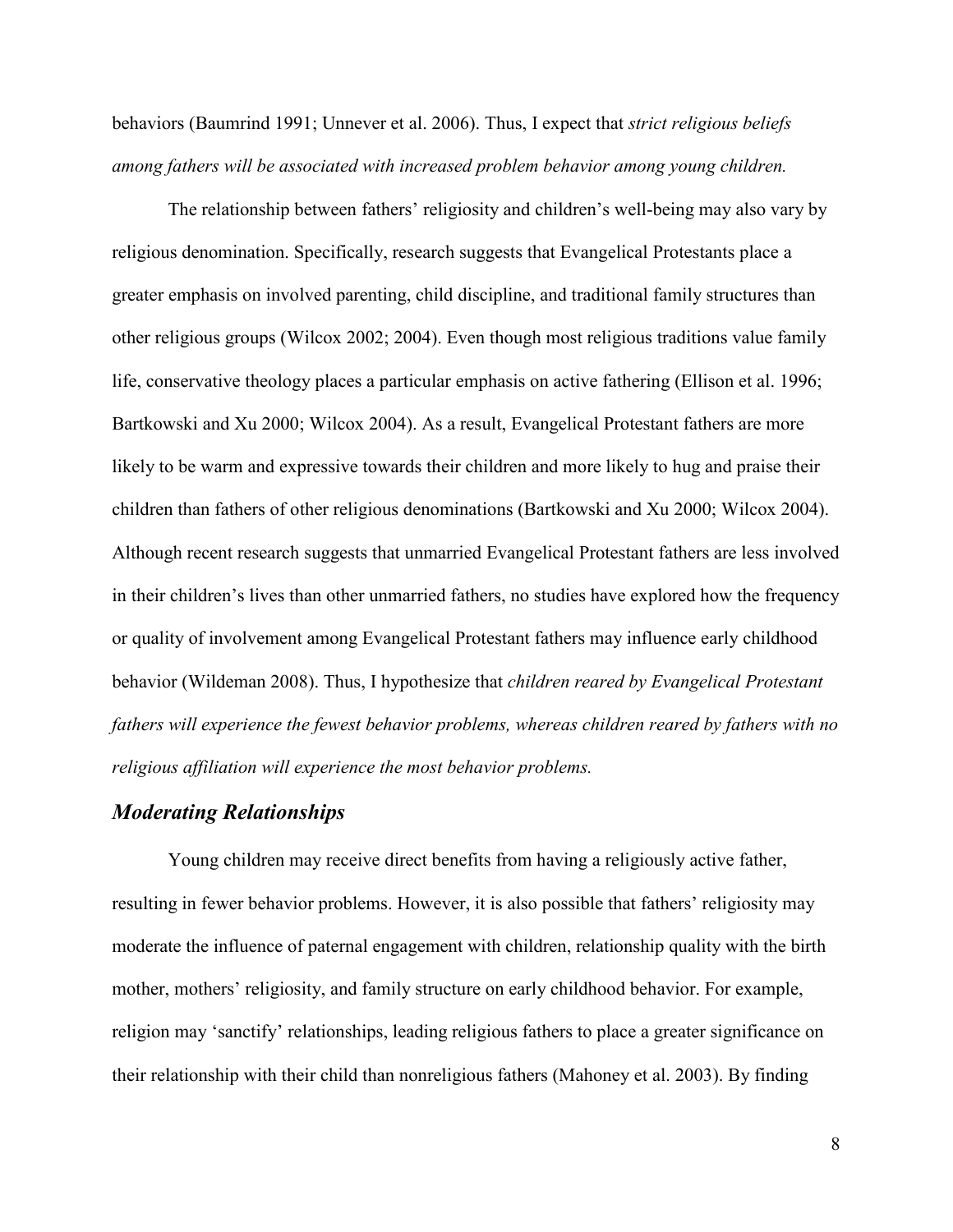behaviors (Baumrind 1991; Unnever et al. 2006). Thus, I expect that *strict religious beliefs among fathers will be associated with increased problem behavior among young children.*

The relationship between fathers' religiosity and children's well-being may also vary by religious denomination. Specifically, research suggests that Evangelical Protestants place a greater emphasis on involved parenting, child discipline, and traditional family structures than other religious groups (Wilcox 2002; 2004). Even though most religious traditions value family life, conservative theology places a particular emphasis on active fathering (Ellison et al. 1996; Bartkowski and Xu 2000; Wilcox 2004). As a result, Evangelical Protestant fathers are more likely to be warm and expressive towards their children and more likely to hug and praise their children than fathers of other religious denominations (Bartkowski and Xu 2000; Wilcox 2004). Although recent research suggests that unmarried Evangelical Protestant fathers are less involved in their children's lives than other unmarried fathers, no studies have explored how the frequency or quality of involvement among Evangelical Protestant fathers may influence early childhood behavior (Wildeman 2008). Thus, I hypothesize that *children reared by Evangelical Protestant fathers will experience the fewest behavior problems, whereas children reared by fathers with no religious affiliation will experience the most behavior problems.*

### *Moderating Relationships*

Young children may receive direct benefits from having a religiously active father, resulting in fewer behavior problems. However, it is also possible that fathers' religiosity may moderate the influence of paternal engagement with children, relationship quality with the birth mother, mothers' religiosity, and family structure on early childhood behavior. For example, religion may 'sanctify' relationships, leading religious fathers to place a greater significance on their relationship with their child than nonreligious fathers (Mahoney et al. 2003). By finding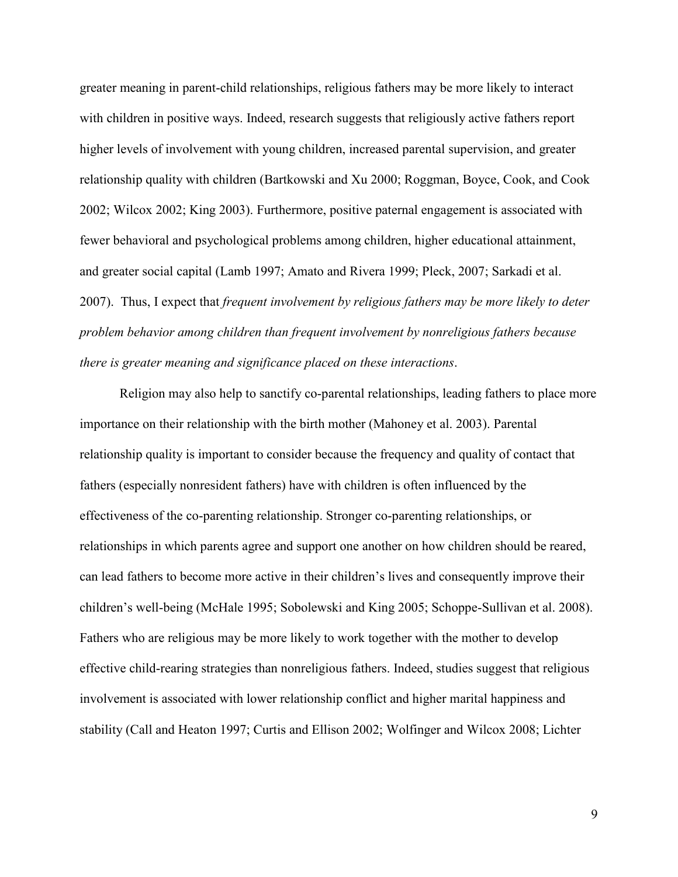greater meaning in parent-child relationships, religious fathers may be more likely to interact with children in positive ways. Indeed, research suggests that religiously active fathers report higher levels of involvement with young children, increased parental supervision, and greater relationship quality with children (Bartkowski and Xu 2000; Roggman, Boyce, Cook, and Cook 2002; Wilcox 2002; King 2003). Furthermore, positive paternal engagement is associated with fewer behavioral and psychological problems among children, higher educational attainment, and greater social capital (Lamb 1997; Amato and Rivera 1999; Pleck, 2007; Sarkadi et al. 2007). Thus, I expect that *frequent involvement by religious fathers may be more likely to deter problem behavior among children than frequent involvement by nonreligious fathers because there is greater meaning and significance placed on these interactions*.

Religion may also help to sanctify co-parental relationships, leading fathers to place more importance on their relationship with the birth mother (Mahoney et al. 2003). Parental relationship quality is important to consider because the frequency and quality of contact that fathers (especially nonresident fathers) have with children is often influenced by the effectiveness of the co-parenting relationship. Stronger co-parenting relationships, or relationships in which parents agree and support one another on how children should be reared, can lead fathers to become more active in their children's lives and consequently improve their children's well-being (McHale 1995; Sobolewski and King 2005; Schoppe-Sullivan et al. 2008). Fathers who are religious may be more likely to work together with the mother to develop effective child-rearing strategies than nonreligious fathers. Indeed, studies suggest that religious involvement is associated with lower relationship conflict and higher marital happiness and stability (Call and Heaton 1997; Curtis and Ellison 2002; Wolfinger and Wilcox 2008; Lichter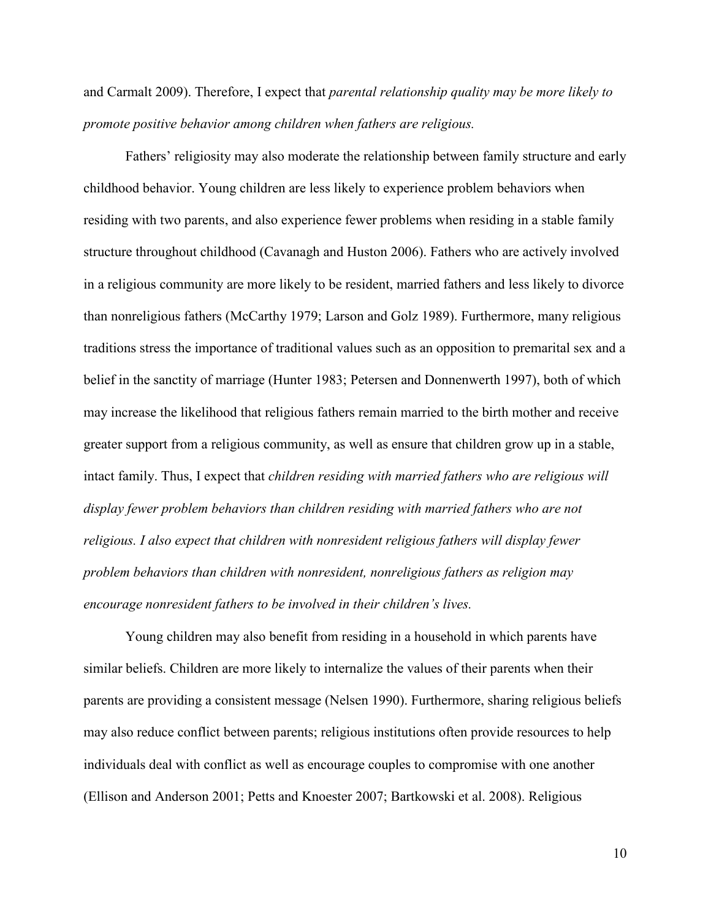and Carmalt 2009). Therefore, I expect that *parental relationship quality may be more likely to promote positive behavior among children when fathers are religious.*

Fathers' religiosity may also moderate the relationship between family structure and early childhood behavior. Young children are less likely to experience problem behaviors when residing with two parents, and also experience fewer problems when residing in a stable family structure throughout childhood (Cavanagh and Huston 2006). Fathers who are actively involved in a religious community are more likely to be resident, married fathers and less likely to divorce than nonreligious fathers (McCarthy 1979; Larson and Golz 1989). Furthermore, many religious traditions stress the importance of traditional values such as an opposition to premarital sex and a belief in the sanctity of marriage (Hunter 1983; Petersen and Donnenwerth 1997), both of which may increase the likelihood that religious fathers remain married to the birth mother and receive greater support from a religious community, as well as ensure that children grow up in a stable, intact family. Thus, I expect that *children residing with married fathers who are religious will display fewer problem behaviors than children residing with married fathers who are not religious. I also expect that children with nonresident religious fathers will display fewer problem behaviors than children with nonresident, nonreligious fathers as religion may encourage nonresident fathers to be involved in their children's lives.*

Young children may also benefit from residing in a household in which parents have similar beliefs. Children are more likely to internalize the values of their parents when their parents are providing a consistent message (Nelsen 1990). Furthermore, sharing religious beliefs may also reduce conflict between parents; religious institutions often provide resources to help individuals deal with conflict as well as encourage couples to compromise with one another (Ellison and Anderson 2001; Petts and Knoester 2007; Bartkowski et al. 2008). Religious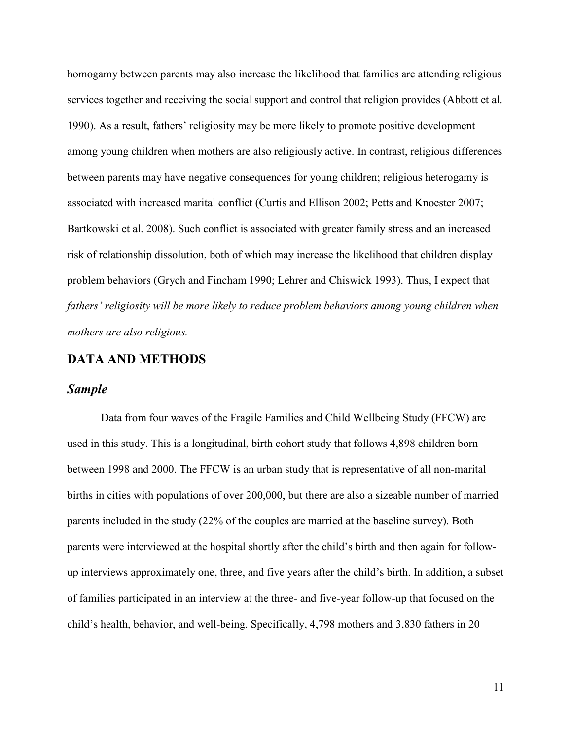homogamy between parents may also increase the likelihood that families are attending religious services together and receiving the social support and control that religion provides (Abbott et al. 1990). As a result, fathers' religiosity may be more likely to promote positive development among young children when mothers are also religiously active. In contrast, religious differences between parents may have negative consequences for young children; religious heterogamy is associated with increased marital conflict (Curtis and Ellison 2002; Petts and Knoester 2007; Bartkowski et al. 2008). Such conflict is associated with greater family stress and an increased risk of relationship dissolution, both of which may increase the likelihood that children display problem behaviors (Grych and Fincham 1990; Lehrer and Chiswick 1993). Thus, I expect that *fathers' religiosity will be more likely to reduce problem behaviors among young children when mothers are also religious.*

## DATA AND METHODS

### *Sample*

Data from four waves of the Fragile Families and Child Wellbeing Study (FFCW) are used in this study. This is a longitudinal, birth cohort study that follows 4,898 children born between 1998 and 2000. The FFCW is an urban study that is representative of all non-marital births in cities with populations of over 200,000, but there are also a sizeable number of married parents included in the study (22% of the couples are married at the baseline survey). Both parents were interviewed at the hospital shortly after the child's birth and then again for follow-up interviews approximately one, three, and five years after the child's birth. In addition, a subset of families participated in an interview at the three- and five-year follow-up that focused on the child's health, behavior, and well-being. Specifically, 4,798 mothers and 3,830 fathers in 20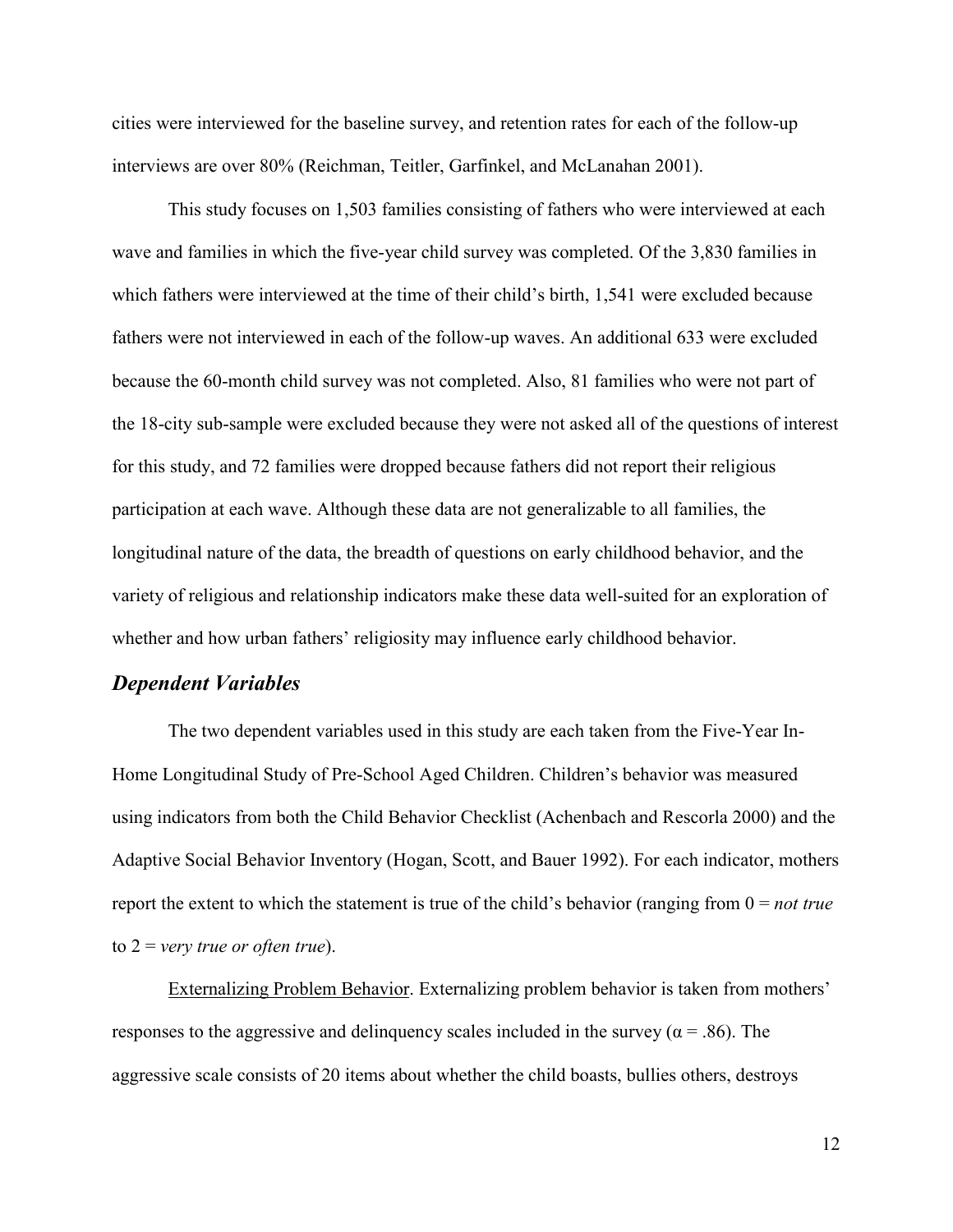cities were interviewed for the baseline survey, and retention rates for each of the follow-up interviews are over 80% (Reichman, Teitler, Garfinkel, and McLanahan 2001).

This study focuses on 1,503 families consisting of fathers who were interviewed at each wave and families in which the five-year child survey was completed. Of the 3,830 families in which fathers were interviewed at the time of their child's birth, 1,541 were excluded because fathers were not interviewed in each of the follow-up waves. An additional 633 were excluded because the 60-month child survey was not completed. Also, 81 families who were not part of the 18-city sub-sample were excluded because they were not asked all of the questions of interest for this study, and 72 families were dropped because fathers did not report their religious participation at each wave. Although these data are not generalizable to all families, the longitudinal nature of the data, the breadth of questions on early childhood behavior, and the variety of religious and relationship indicators make these data well-suited for an exploration of whether and how urban fathers' religiosity may influence early childhood behavior.

## *Dependent Variables*

The two dependent variables used in this study are each taken from the Five-Year In-Home Longitudinal Study of Pre-School Aged Children. Children's behavior was measured using indicators from both the Child Behavior Checklist (Achenbach and Rescorla 2000) and the Adaptive Social Behavior Inventory (Hogan, Scott, and Bauer 1992). For each indicator, mothers report the extent to which the statement is true of the child's behavior (ranging from 0 = *not true* to 2 = *very true or often true*).

Externalizing Problem Behavior. Externalizing problem behavior is taken from mothers' responses to the aggressive and delinquency scales included in the survey ($\alpha = .86$). The aggressive scale consists of 20 items about whether the child boasts, bullies others, destroys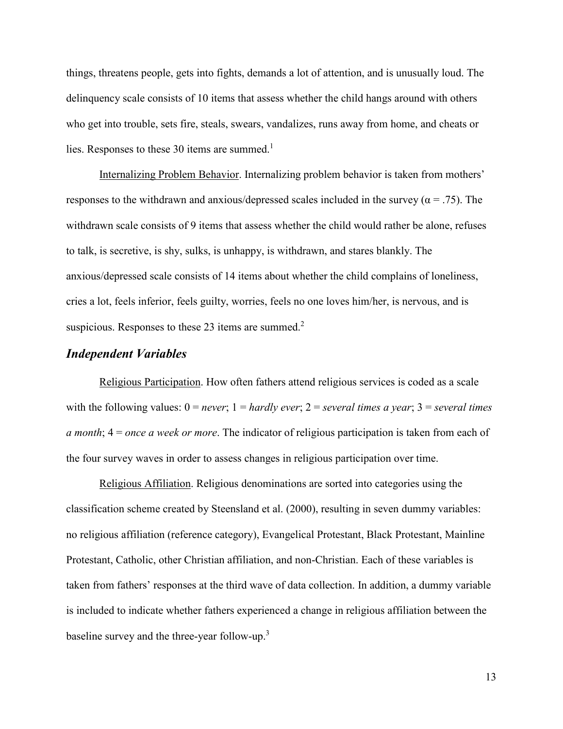things, threatens people, gets into fights, demands a lot of attention, and is unusually loud. The delinquency scale consists of 10 items that assess whether the child hangs around with others who get into trouble, sets fire, steals, swears, vandalizes, runs away from home, and cheats or lies. Responses to these 30 items are summed.[1]

Internalizing Problem Behavior. Internalizing problem behavior is taken from mothers' responses to the withdrawn and anxious/depressed scales included in the survey ($\alpha = .75$). The withdrawn scale consists of 9 items that assess whether the child would rather be alone, refuses to talk, is secretive, is shy, sulks, is unhappy, is withdrawn, and stares blankly. The anxious/depressed scale consists of 14 items about whether the child complains of loneliness, cries a lot, feels inferior, feels guilty, worries, feels no one loves him/her, is nervous, and is suspicious. Responses to these 23 items are summed.[2]

## *Independent Variables*

Religious Participation. How often fathers attend religious services is coded as a scale with the following values: 0 = *never*; 1 = *hardly ever*; 2 = *several times a year*; 3 = *several times a month*; 4 = *once a week or more*. The indicator of religious participation is taken from each of the four survey waves in order to assess changes in religious participation over time.

Religious Affiliation. Religious denominations are sorted into categories using the classification scheme created by Steensland et al. (2000), resulting in seven dummy variables: no religious affiliation (reference category), Evangelical Protestant, Black Protestant, Mainline Protestant, Catholic, other Christian affiliation, and non-Christian. Each of these variables is taken from fathers' responses at the third wave of data collection. In addition, a dummy variable is included to indicate whether fathers experienced a change in religious affiliation between the baseline survey and the three-year follow-up.[3]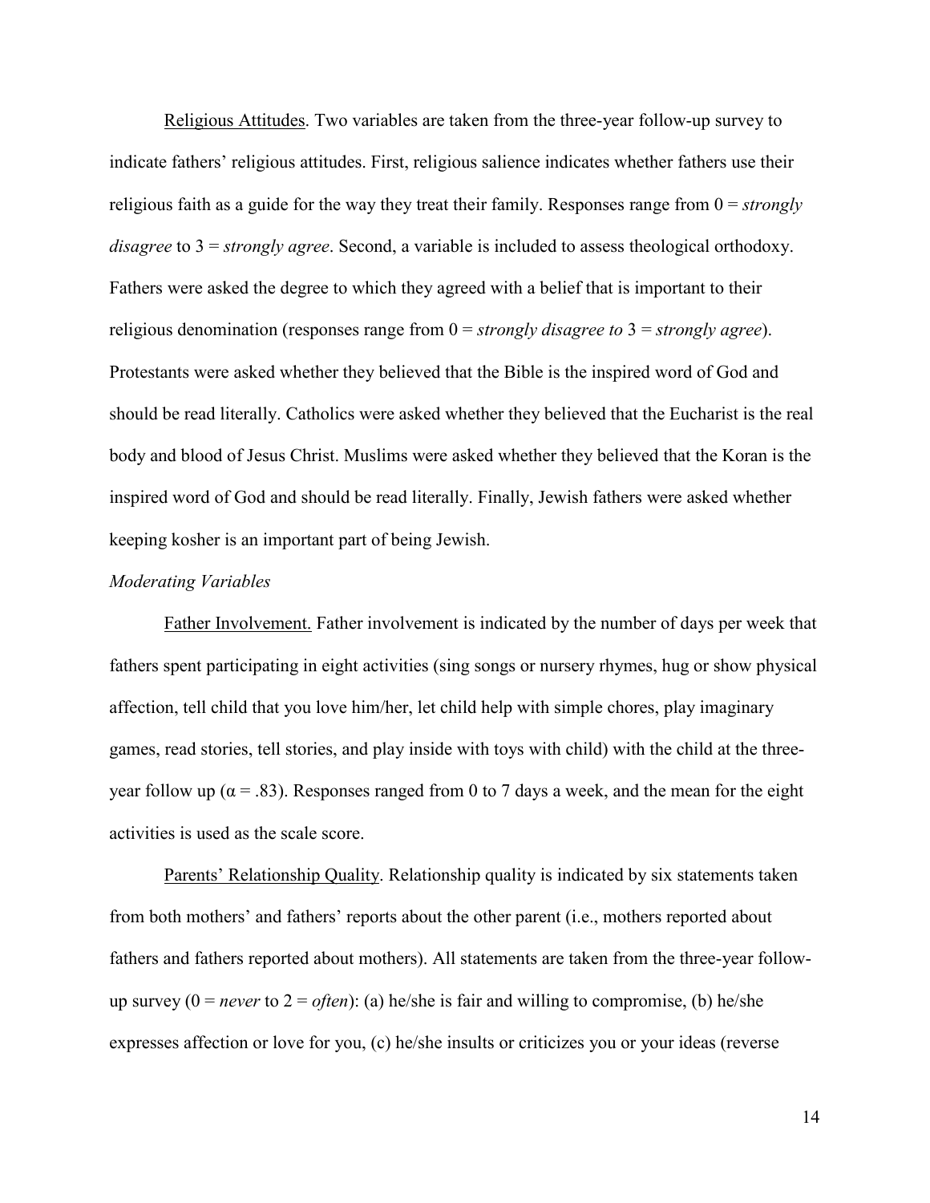Religious Attitudes. Two variables are taken from the three-year follow-up survey to indicate fathers' religious attitudes. First, religious salience indicates whether fathers use their religious faith as a guide for the way they treat their family. Responses range from 0 = *strongly disagree* to 3 = *strongly agree*. Second, a variable is included to assess theological orthodoxy. Fathers were asked the degree to which they agreed with a belief that is important to their religious denomination (responses range from 0 = *strongly disagree to* 3 = *strongly agree*). Protestants were asked whether they believed that the Bible is the inspired word of God and should be read literally. Catholics were asked whether they believed that the Eucharist is the real body and blood of Jesus Christ. Muslims were asked whether they believed that the Koran is the inspired word of God and should be read literally. Finally, Jewish fathers were asked whether keeping kosher is an important part of being Jewish.

*Moderating Variables*

Father Involvement. Father involvement is indicated by the number of days per week that fathers spent participating in eight activities (sing songs or nursery rhymes, hug or show physical affection, tell child that you love him/her, let child help with simple chores, play imaginary games, read stories, tell stories, and play inside with toys with child) with the child at the three-year follow up ($\alpha = .83$). Responses ranged from 0 to 7 days a week, and the mean for the eight activities is used as the scale score.

Parents' Relationship Quality. Relationship quality is indicated by six statements taken from both mothers' and fathers' reports about the other parent (i.e., mothers reported about fathers and fathers reported about mothers). All statements are taken from the three-year follow-up survey (0 = *never* to 2 = *often*): (a) he/she is fair and willing to compromise, (b) he/she expresses affection or love for you, (c) he/she insults or criticizes you or your ideas (reverse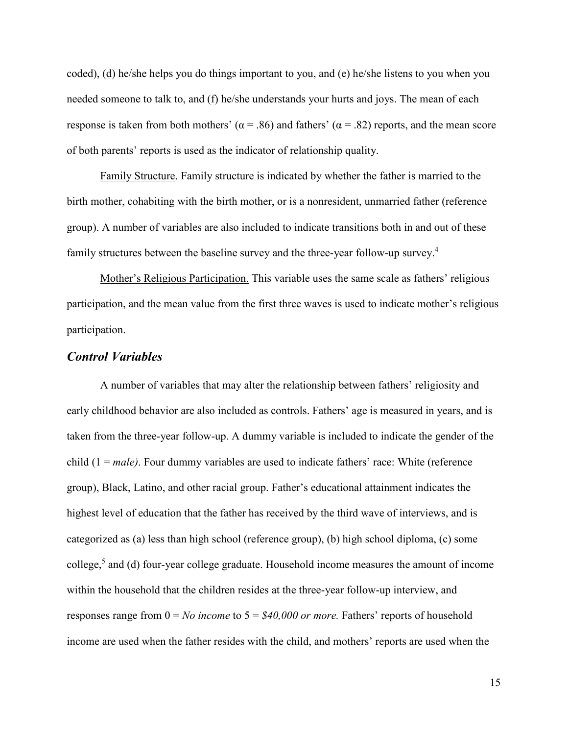coded), (d) he/she helps you do things important to you, and (e) he/she listens to you when you needed someone to talk to, and (f) he/she understands your hurts and joys. The mean of each response is taken from both mothers' ($\alpha = .86$) and fathers' ($\alpha = .82$) reports, and the mean score of both parents' reports is used as the indicator of relationship quality.

Family Structure. Family structure is indicated by whether the father is married to the birth mother, cohabiting with the birth mother, or is a nonresident, unmarried father (reference group). A number of variables are also included to indicate transitions both in and out of these family structures between the baseline survey and the three-year follow-up survey.[4]

Mother's Religious Participation. This variable uses the same scale as fathers' religious participation, and the mean value from the first three waves is used to indicate mother's religious participation.

### *Control Variables*

A number of variables that may alter the relationship between fathers' religiosity and early childhood behavior are also included as controls. Fathers' age is measured in years, and is taken from the three-year follow-up. A dummy variable is included to indicate the gender of the child (1 = *male)*. Four dummy variables are used to indicate fathers' race: White (reference group), Black, Latino, and other racial group. Father's educational attainment indicates the highest level of education that the father has received by the third wave of interviews, and is categorized as (a) less than high school (reference group), (b) high school diploma, (c) some college,[5] and (d) four-year college graduate. Household income measures the amount of income within the household that the children resides at the three-year follow-up interview, and responses range from 0 = *No income* to 5 = *$40,000 or more.* Fathers' reports of household income are used when the father resides with the child, and mothers' reports are used when the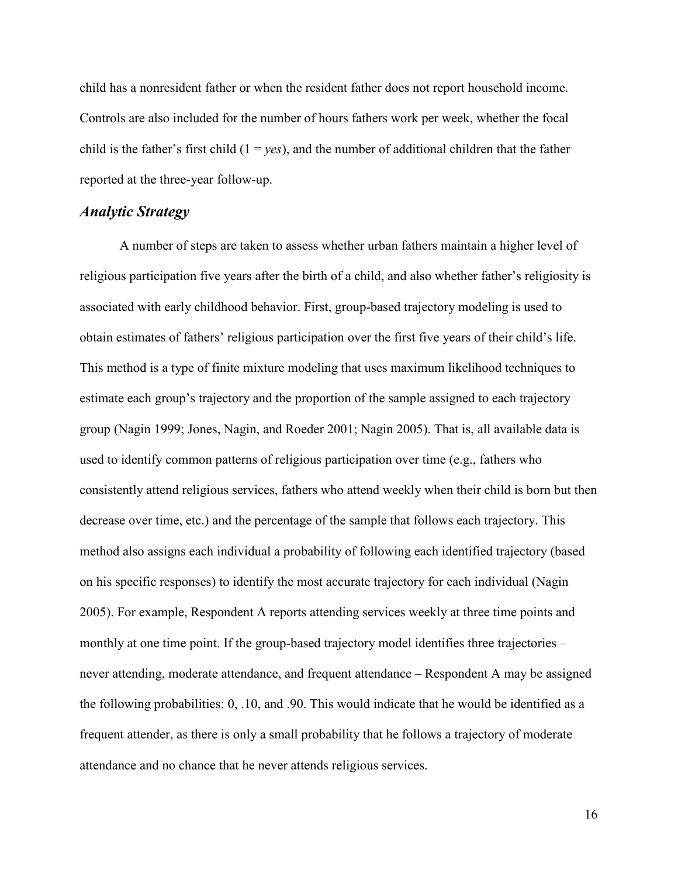child has a nonresident father or when the resident father does not report household income. Controls are also included for the number of hours fathers work per week, whether the focal child is the father's first child (1 = *yes*), and the number of additional children that the father reported at the three-year follow-up.

### *Analytic Strategy*

A number of steps are taken to assess whether urban fathers maintain a higher level of religious participation five years after the birth of a child, and also whether father's religiosity is associated with early childhood behavior. First, group-based trajectory modeling is used to obtain estimates of fathers' religious participation over the first five years of their child's life. This method is a type of finite mixture modeling that uses maximum likelihood techniques to estimate each group's trajectory and the proportion of the sample assigned to each trajectory group (Nagin 1999; Jones, Nagin, and Roeder 2001; Nagin 2005). That is, all available data is used to identify common patterns of religious participation over time (e.g., fathers who consistently attend religious services, fathers who attend weekly when their child is born but then decrease over time, etc.) and the percentage of the sample that follows each trajectory. This method also assigns each individual a probability of following each identified trajectory (based on his specific responses) to identify the most accurate trajectory for each individual (Nagin 2005). For example, Respondent A reports attending services weekly at three time points and monthly at one time point. If the group-based trajectory model identifies three trajectories – never attending, moderate attendance, and frequent attendance – Respondent A may be assigned the following probabilities: 0, .10, and .90. This would indicate that he would be identified as a frequent attender, as there is only a small probability that he follows a trajectory of moderate attendance and no chance that he never attends religious services.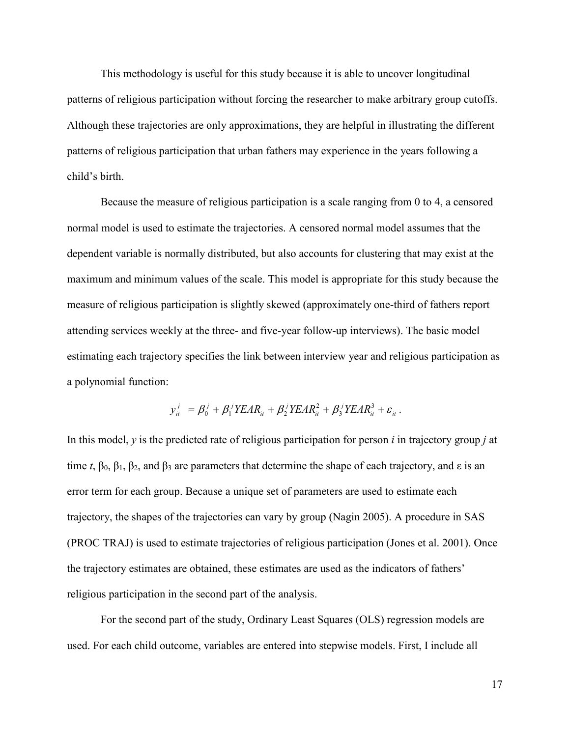This methodology is useful for this study because it is able to uncover longitudinal patterns of religious participation without forcing the researcher to make arbitrary group cutoffs. Although these trajectories are only approximations, they are helpful in illustrating the different patterns of religious participation that urban fathers may experience in the years following a child's birth.

Because the measure of religious participation is a scale ranging from 0 to 4, a censored normal model is used to estimate the trajectories. A censored normal model assumes that the dependent variable is normally distributed, but also accounts for clustering that may exist at the maximum and minimum values of the scale. This model is appropriate for this study because the measure of religious participation is slightly skewed (approximately one-third of fathers report attending services weekly at the three- and five-year follow-up interviews). The basic model estimating each trajectory specifies the link between interview year and religious participation as a polynomial function:

$$y_{it}^{j} = \beta_0^{j} + \beta_1^{j} YEAR_{it} + \beta_2^{j} YEAR_{it}^2 + \beta_3^{j} YEAR_{it}^3 + \varepsilon_{it} .$$

In this model, $y$ is the predicted rate of religious participation for person $i$ in trajectory group $j$ at time $t$, $\beta_0$, $\beta_1$, $\beta_2$, and $\beta_3$ are parameters that determine the shape of each trajectory, and $\varepsilon$ is an error term for each group. Because a unique set of parameters are used to estimate each trajectory, the shapes of the trajectories can vary by group (Nagin 2005). A procedure in SAS (PROC TRAJ) is used to estimate trajectories of religious participation (Jones et al. 2001). Once the trajectory estimates are obtained, these estimates are used as the indicators of fathers' religious participation in the second part of the analysis.

For the second part of the study, Ordinary Least Squares (OLS) regression models are used. For each child outcome, variables are entered into stepwise models. First, I include all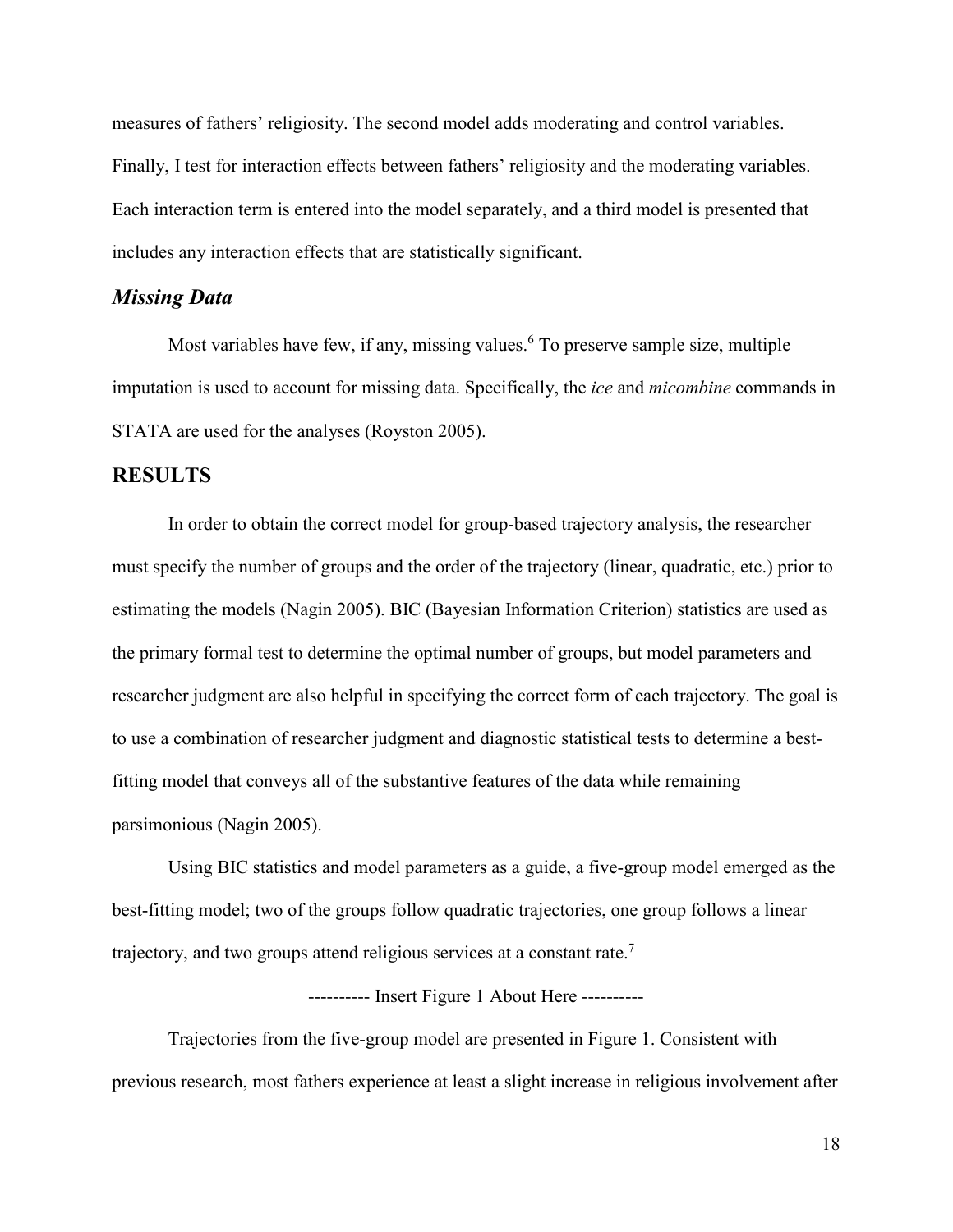measures of fathers' religiosity. The second model adds moderating and control variables. Finally, I test for interaction effects between fathers' religiosity and the moderating variables. Each interaction term is entered into the model separately, and a third model is presented that includes any interaction effects that are statistically significant.

### *Missing Data*

Most variables have few, if any, missing values.[6] To preserve sample size, multiple imputation is used to account for missing data. Specifically, the *ice* and *micombine* commands in STATA are used for the analyses (Royston 2005).

## RESULTS

In order to obtain the correct model for group-based trajectory analysis, the researcher must specify the number of groups and the order of the trajectory (linear, quadratic, etc.) prior to estimating the models (Nagin 2005). BIC (Bayesian Information Criterion) statistics are used as the primary formal test to determine the optimal number of groups, but model parameters and researcher judgment are also helpful in specifying the correct form of each trajectory. The goal is to use a combination of researcher judgment and diagnostic statistical tests to determine a best-fitting model that conveys all of the substantive features of the data while remaining parsimonious (Nagin 2005).

Using BIC statistics and model parameters as a guide, a five-group model emerged as the best-fitting model; two of the groups follow quadratic trajectories, one group follows a linear trajectory, and two groups attend religious services at a constant rate.[7]

---------- Insert Figure 1 About Here ----------

Trajectories from the five-group model are presented in Figure 1. Consistent with previous research, most fathers experience at least a slight increase in religious involvement after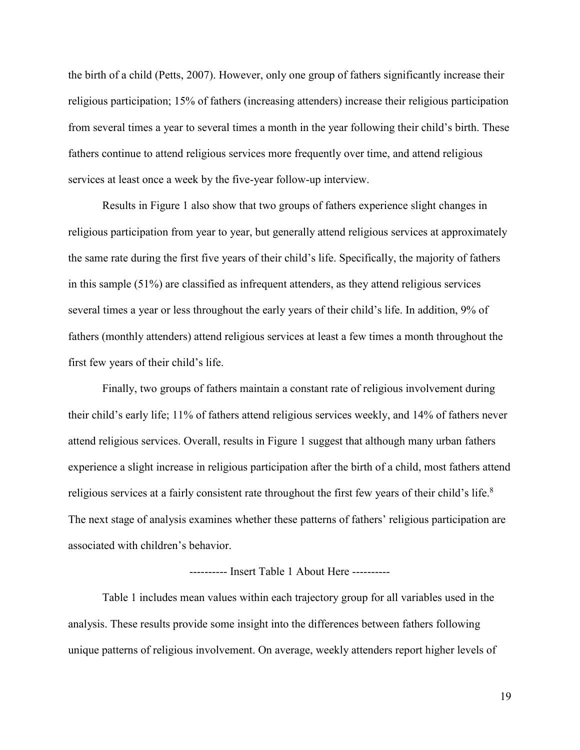the birth of a child (Petts, 2007). However, only one group of fathers significantly increase their religious participation; 15% of fathers (increasing attenders) increase their religious participation from several times a year to several times a month in the year following their child's birth. These fathers continue to attend religious services more frequently over time, and attend religious services at least once a week by the five-year follow-up interview.

Results in Figure 1 also show that two groups of fathers experience slight changes in religious participation from year to year, but generally attend religious services at approximately the same rate during the first five years of their child's life. Specifically, the majority of fathers in this sample (51%) are classified as infrequent attenders, as they attend religious services several times a year or less throughout the early years of their child's life. In addition, 9% of fathers (monthly attenders) attend religious services at least a few times a month throughout the first few years of their child's life.

Finally, two groups of fathers maintain a constant rate of religious involvement during their child's early life; 11% of fathers attend religious services weekly, and 14% of fathers never attend religious services. Overall, results in Figure 1 suggest that although many urban fathers experience a slight increase in religious participation after the birth of a child, most fathers attend religious services at a fairly consistent rate throughout the first few years of their child's life.[8] The next stage of analysis examines whether these patterns of fathers' religious participation are associated with children's behavior.

---------- Insert Table 1 About Here ----------

Table 1 includes mean values within each trajectory group for all variables used in the analysis. These results provide some insight into the differences between fathers following unique patterns of religious involvement. On average, weekly attenders report higher levels of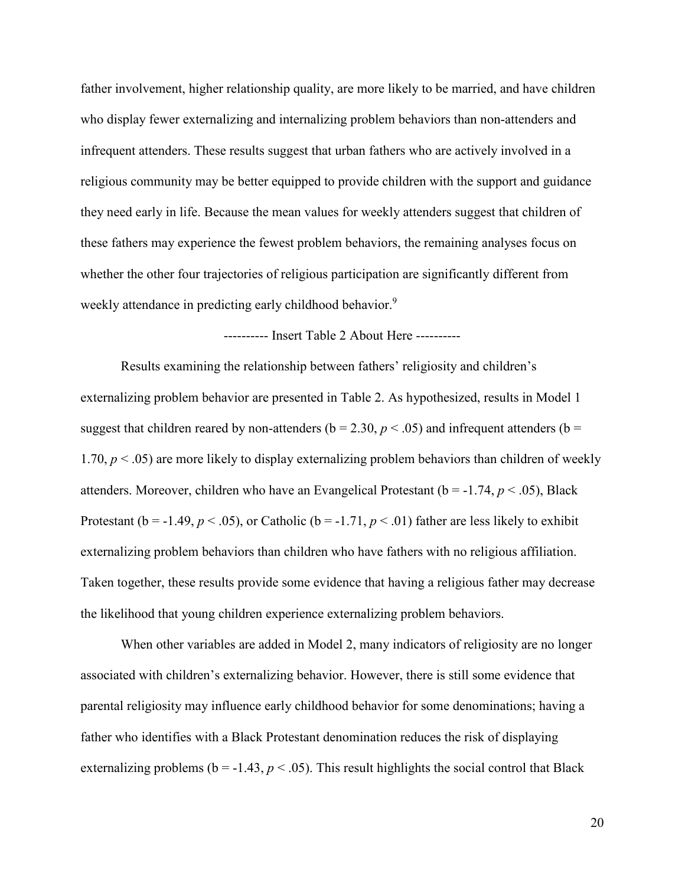father involvement, higher relationship quality, are more likely to be married, and have children who display fewer externalizing and internalizing problem behaviors than non-attenders and infrequent attenders. These results suggest that urban fathers who are actively involved in a religious community may be better equipped to provide children with the support and guidance they need early in life. Because the mean values for weekly attenders suggest that children of these fathers may experience the fewest problem behaviors, the remaining analyses focus on whether the other four trajectories of religious participation are significantly different from weekly attendance in predicting early childhood behavior.[9]

---------- Insert Table 2 About Here ----------

Results examining the relationship between fathers' religiosity and children's externalizing problem behavior are presented in Table 2. As hypothesized, results in Model 1 suggest that children reared by non-attenders (b = 2.30, $p < .05$) and infrequent attenders (b = 1.70, $p < .05$) are more likely to display externalizing problem behaviors than children of weekly attenders. Moreover, children who have an Evangelical Protestant (b = -1.74, $p < .05$), Black Protestant (b = -1.49, $p < .05$), or Catholic (b = -1.71, $p < .01$) father are less likely to exhibit externalizing problem behaviors than children who have fathers with no religious affiliation. Taken together, these results provide some evidence that having a religious father may decrease the likelihood that young children experience externalizing problem behaviors.

When other variables are added in Model 2, many indicators of religiosity are no longer associated with children's externalizing behavior. However, there is still some evidence that parental religiosity may influence early childhood behavior for some denominations; having a father who identifies with a Black Protestant denomination reduces the risk of displaying externalizing problems (b = -1.43, $p < .05$). This result highlights the social control that Black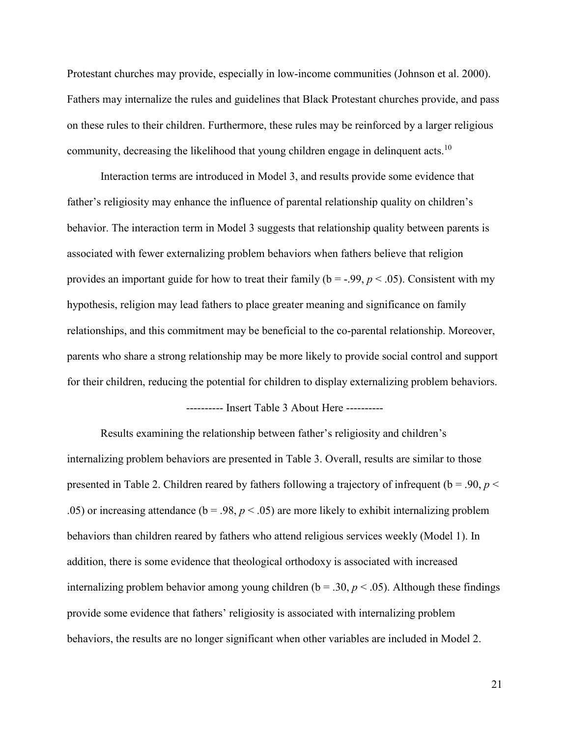Protestant churches may provide, especially in low-income communities (Johnson et al. 2000). Fathers may internalize the rules and guidelines that Black Protestant churches provide, and pass on these rules to their children. Furthermore, these rules may be reinforced by a larger religious community, decreasing the likelihood that young children engage in delinquent acts.[10]

Interaction terms are introduced in Model 3, and results provide some evidence that father's religiosity may enhance the influence of parental relationship quality on children's behavior. The interaction term in Model 3 suggests that relationship quality between parents is associated with fewer externalizing problem behaviors when fathers believe that religion provides an important guide for how to treat their family (b = -.99, $p < .05$). Consistent with my hypothesis, religion may lead fathers to place greater meaning and significance on family relationships, and this commitment may be beneficial to the co-parental relationship. Moreover, parents who share a strong relationship may be more likely to provide social control and support for their children, reducing the potential for children to display externalizing problem behaviors.

---------- Insert Table 3 About Here ----------

Results examining the relationship between father's religiosity and children's internalizing problem behaviors are presented in Table 3. Overall, results are similar to those presented in Table 2. Children reared by fathers following a trajectory of infrequent (b = .90, $p < .05$) or increasing attendance (b = .98, $p < .05$) are more likely to exhibit internalizing problem behaviors than children reared by fathers who attend religious services weekly (Model 1). In addition, there is some evidence that theological orthodoxy is associated with increased internalizing problem behavior among young children (b = .30, $p < .05$). Although these findings provide some evidence that fathers' religiosity is associated with internalizing problem behaviors, the results are no longer significant when other variables are included in Model 2.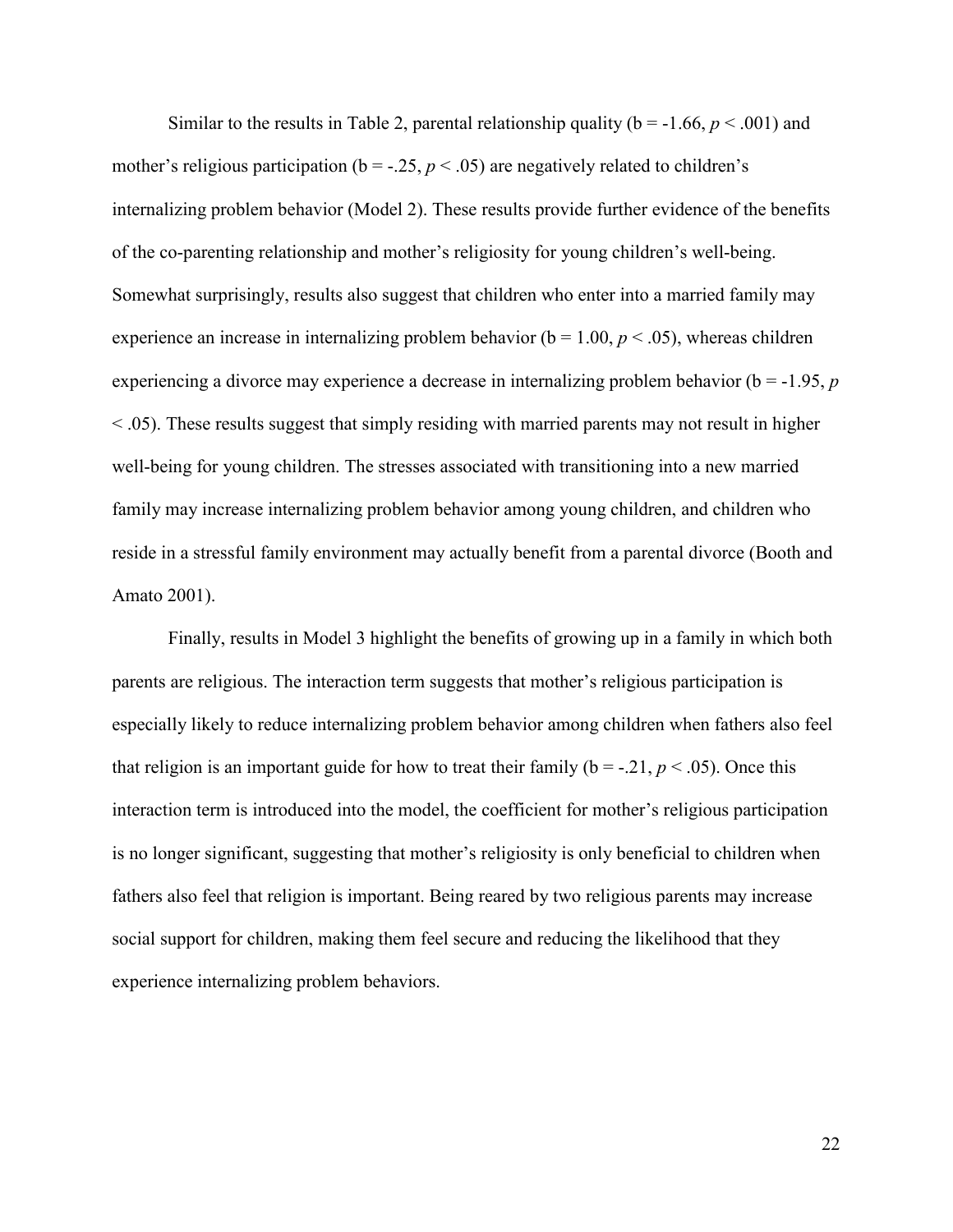Similar to the results in Table 2, parental relationship quality (b = -1.66, $p < .001$) and mother's religious participation (b = -.25, $p < .05$) are negatively related to children's internalizing problem behavior (Model 2). These results provide further evidence of the benefits of the co-parenting relationship and mother's religiosity for young children's well-being. Somewhat surprisingly, results also suggest that children who enter into a married family may experience an increase in internalizing problem behavior (b = 1.00, $p < .05$), whereas children experiencing a divorce may experience a decrease in internalizing problem behavior (b = -1.95, $p < .05$). These results suggest that simply residing with married parents may not result in higher well-being for young children. The stresses associated with transitioning into a new married family may increase internalizing problem behavior among young children, and children who reside in a stressful family environment may actually benefit from a parental divorce (Booth and Amato 2001).

Finally, results in Model 3 highlight the benefits of growing up in a family in which both parents are religious. The interaction term suggests that mother's religious participation is especially likely to reduce internalizing problem behavior among children when fathers also feel that religion is an important guide for how to treat their family (b = -.21, $p < .05$). Once this interaction term is introduced into the model, the coefficient for mother's religious participation is no longer significant, suggesting that mother's religiosity is only beneficial to children when fathers also feel that religion is important. Being reared by two religious parents may increase social support for children, making them feel secure and reducing the likelihood that they experience internalizing problem behaviors.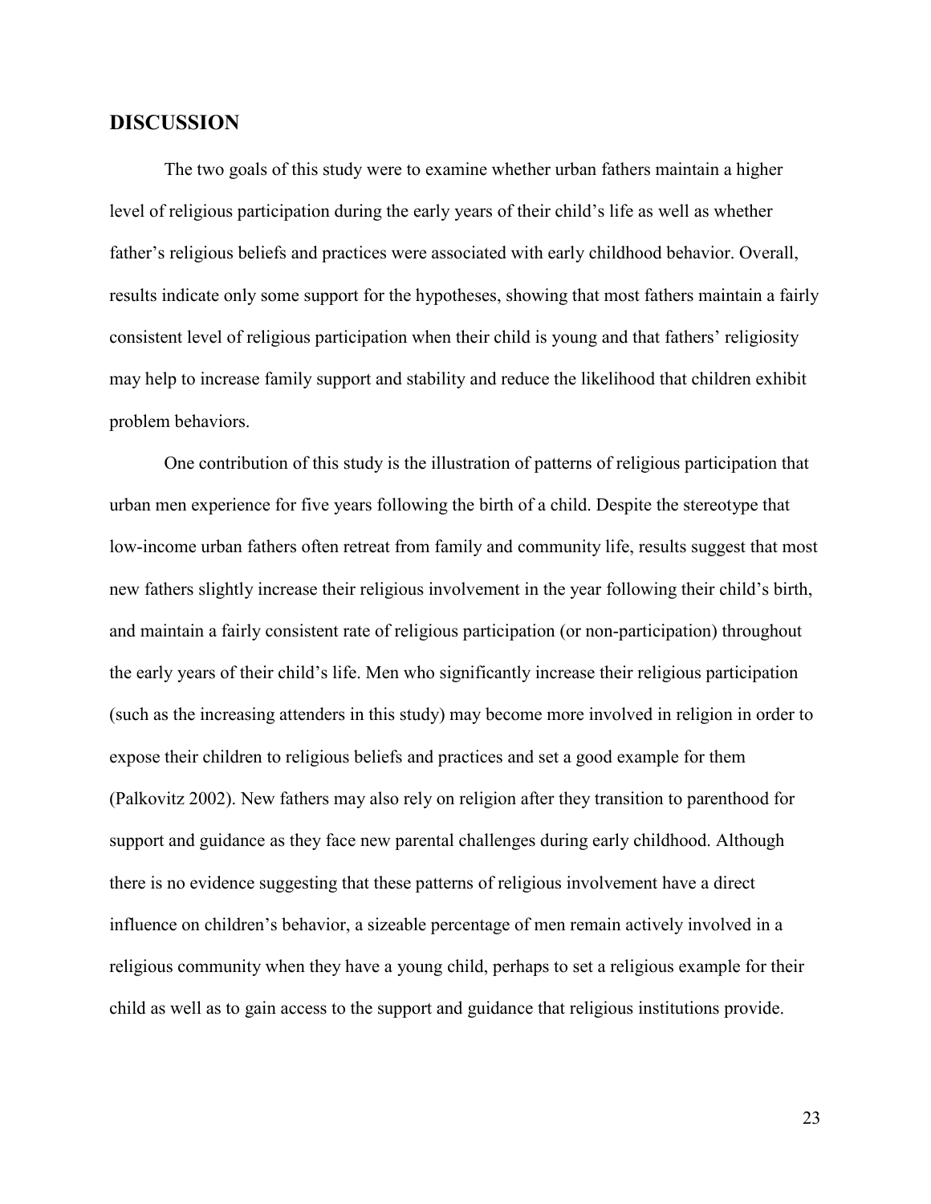## DISCUSSION

The two goals of this study were to examine whether urban fathers maintain a higher level of religious participation during the early years of their child's life as well as whether father's religious beliefs and practices were associated with early childhood behavior. Overall, results indicate only some support for the hypotheses, showing that most fathers maintain a fairly consistent level of religious participation when their child is young and that fathers' religiosity may help to increase family support and stability and reduce the likelihood that children exhibit problem behaviors.

One contribution of this study is the illustration of patterns of religious participation that urban men experience for five years following the birth of a child. Despite the stereotype that low-income urban fathers often retreat from family and community life, results suggest that most new fathers slightly increase their religious involvement in the year following their child's birth, and maintain a fairly consistent rate of religious participation (or non-participation) throughout the early years of their child's life. Men who significantly increase their religious participation (such as the increasing attenders in this study) may become more involved in religion in order to expose their children to religious beliefs and practices and set a good example for them (Palkovitz 2002). New fathers may also rely on religion after they transition to parenthood for support and guidance as they face new parental challenges during early childhood. Although there is no evidence suggesting that these patterns of religious involvement have a direct influence on children's behavior, a sizeable percentage of men remain actively involved in a religious community when they have a young child, perhaps to set a religious example for their child as well as to gain access to the support and guidance that religious institutions provide.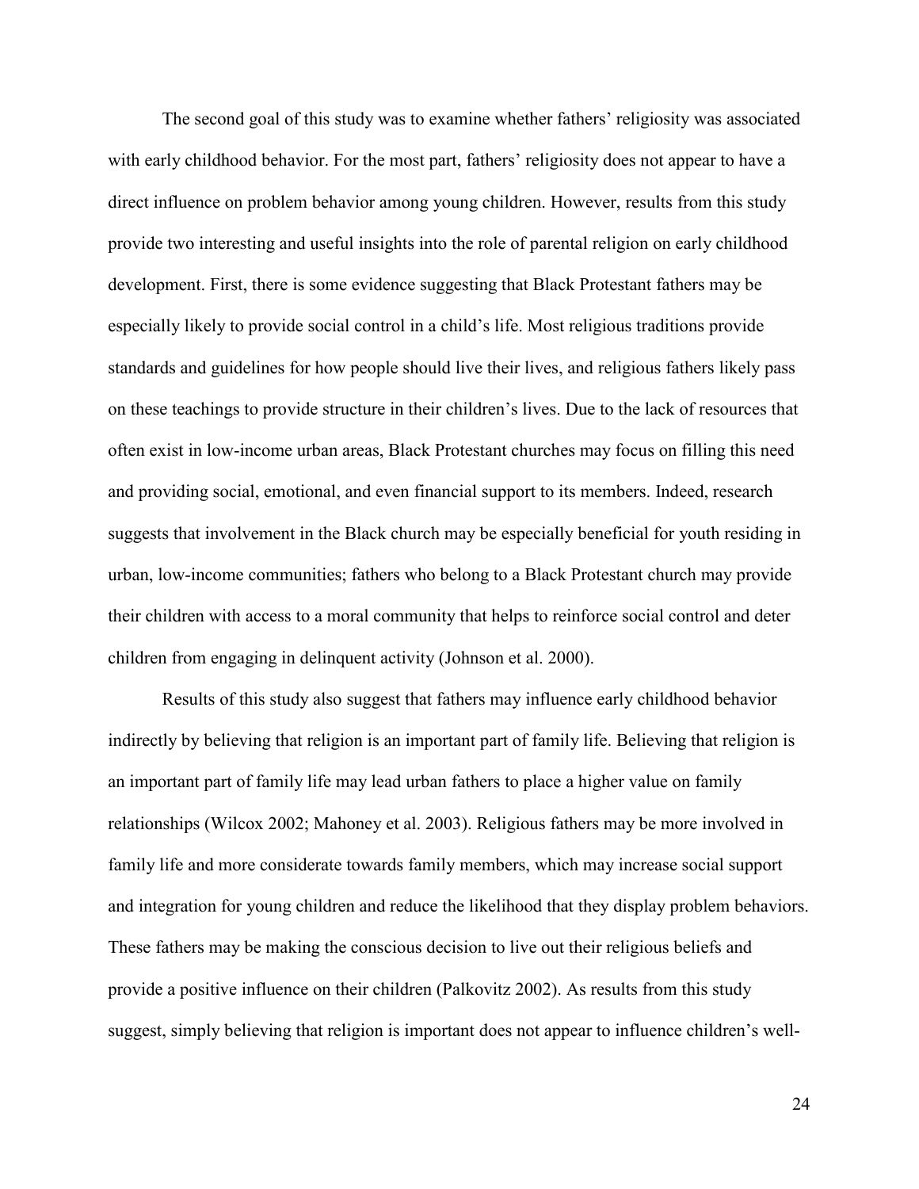The second goal of this study was to examine whether fathers' religiosity was associated with early childhood behavior. For the most part, fathers' religiosity does not appear to have a direct influence on problem behavior among young children. However, results from this study provide two interesting and useful insights into the role of parental religion on early childhood development. First, there is some evidence suggesting that Black Protestant fathers may be especially likely to provide social control in a child's life. Most religious traditions provide standards and guidelines for how people should live their lives, and religious fathers likely pass on these teachings to provide structure in their children's lives. Due to the lack of resources that often exist in low-income urban areas, Black Protestant churches may focus on filling this need and providing social, emotional, and even financial support to its members. Indeed, research suggests that involvement in the Black church may be especially beneficial for youth residing in urban, low-income communities; fathers who belong to a Black Protestant church may provide their children with access to a moral community that helps to reinforce social control and deter children from engaging in delinquent activity (Johnson et al. 2000).

Results of this study also suggest that fathers may influence early childhood behavior indirectly by believing that religion is an important part of family life. Believing that religion is an important part of family life may lead urban fathers to place a higher value on family relationships (Wilcox 2002; Mahoney et al. 2003). Religious fathers may be more involved in family life and more considerate towards family members, which may increase social support and integration for young children and reduce the likelihood that they display problem behaviors. These fathers may be making the conscious decision to live out their religious beliefs and provide a positive influence on their children (Palkovitz 2002). As results from this study suggest, simply believing that religion is important does not appear to influence children's well-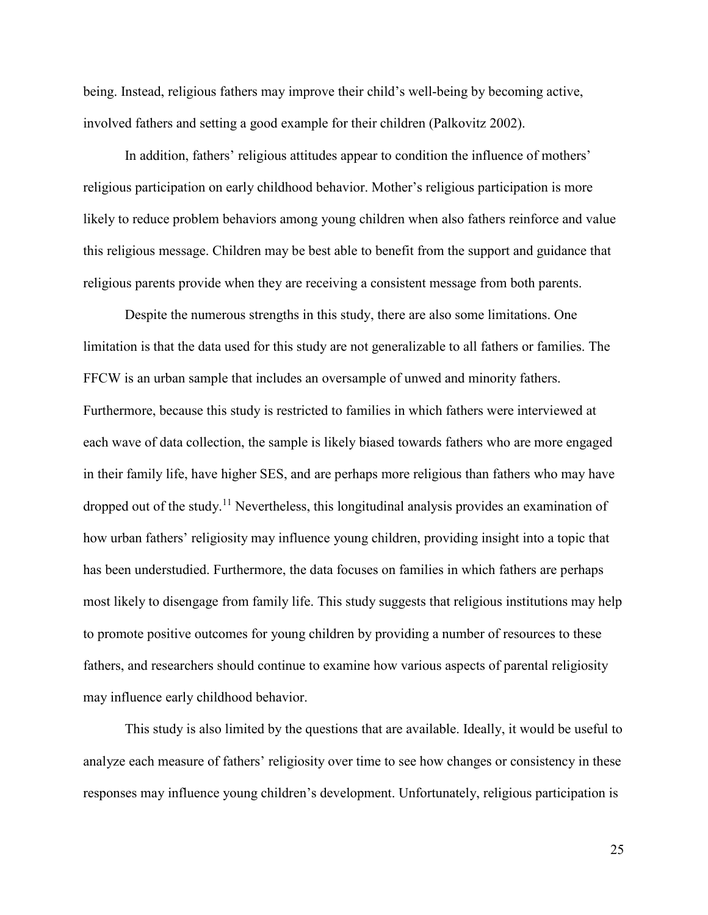being. Instead, religious fathers may improve their child's well-being by becoming active, involved fathers and setting a good example for their children (Palkovitz 2002).

In addition, fathers' religious attitudes appear to condition the influence of mothers' religious participation on early childhood behavior. Mother's religious participation is more likely to reduce problem behaviors among young children when also fathers reinforce and value this religious message. Children may be best able to benefit from the support and guidance that religious parents provide when they are receiving a consistent message from both parents.

Despite the numerous strengths in this study, there are also some limitations. One limitation is that the data used for this study are not generalizable to all fathers or families. The FFCW is an urban sample that includes an oversample of unwed and minority fathers. Furthermore, because this study is restricted to families in which fathers were interviewed at each wave of data collection, the sample is likely biased towards fathers who are more engaged in their family life, have higher SES, and are perhaps more religious than fathers who may have dropped out of the study.[11] Nevertheless, this longitudinal analysis provides an examination of how urban fathers' religiosity may influence young children, providing insight into a topic that has been understudied. Furthermore, the data focuses on families in which fathers are perhaps most likely to disengage from family life. This study suggests that religious institutions may help to promote positive outcomes for young children by providing a number of resources to these fathers, and researchers should continue to examine how various aspects of parental religiosity may influence early childhood behavior.

This study is also limited by the questions that are available. Ideally, it would be useful to analyze each measure of fathers' religiosity over time to see how changes or consistency in these responses may influence young children's development. Unfortunately, religious participation is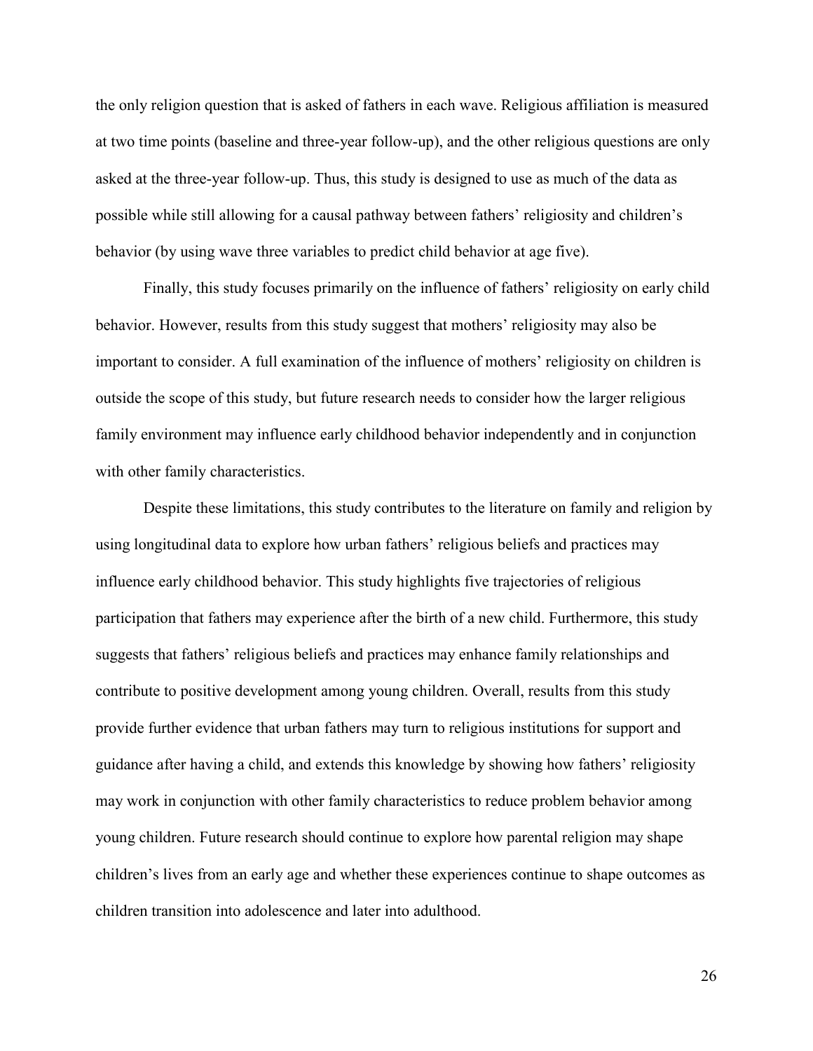the only religion question that is asked of fathers in each wave. Religious affiliation is measured at two time points (baseline and three-year follow-up), and the other religious questions are only asked at the three-year follow-up. Thus, this study is designed to use as much of the data as possible while still allowing for a causal pathway between fathers' religiosity and children's behavior (by using wave three variables to predict child behavior at age five).

Finally, this study focuses primarily on the influence of fathers' religiosity on early child behavior. However, results from this study suggest that mothers' religiosity may also be important to consider. A full examination of the influence of mothers' religiosity on children is outside the scope of this study, but future research needs to consider how the larger religious family environment may influence early childhood behavior independently and in conjunction with other family characteristics.

Despite these limitations, this study contributes to the literature on family and religion by using longitudinal data to explore how urban fathers' religious beliefs and practices may influence early childhood behavior. This study highlights five trajectories of religious participation that fathers may experience after the birth of a new child. Furthermore, this study suggests that fathers' religious beliefs and practices may enhance family relationships and contribute to positive development among young children. Overall, results from this study provide further evidence that urban fathers may turn to religious institutions for support and guidance after having a child, and extends this knowledge by showing how fathers' religiosity may work in conjunction with other family characteristics to reduce problem behavior among young children. Future research should continue to explore how parental religion may shape children's lives from an early age and whether these experiences continue to shape outcomes as children transition into adolescence and later into adulthood.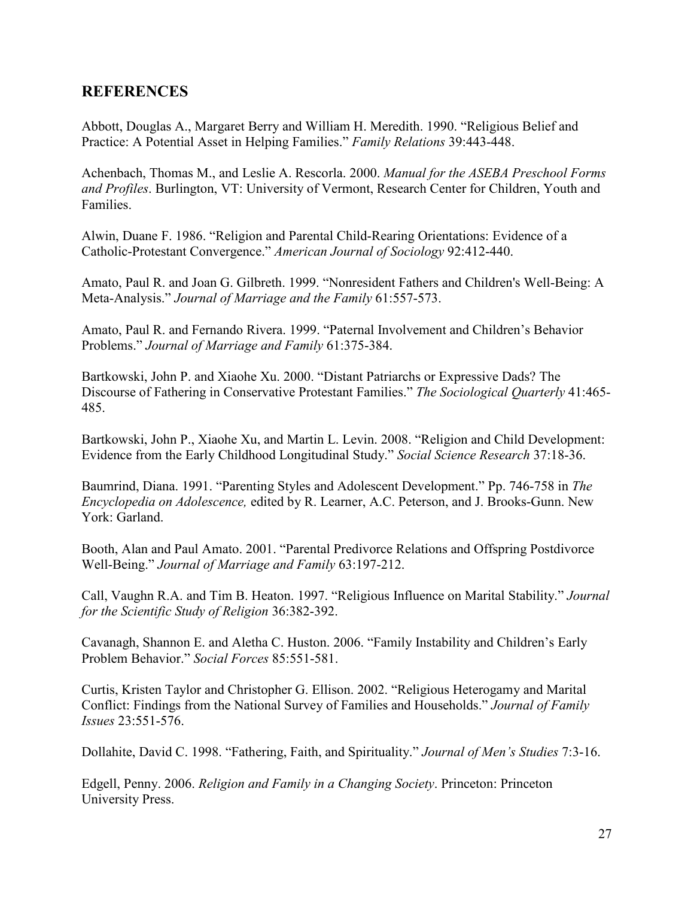## REFERENCES

Abbott, Douglas A., Margaret Berry and William H. Meredith. 1990. "Religious Belief and Practice: A Potential Asset in Helping Families." *Family Relations* 39:443-448.

Achenbach, Thomas M., and Leslie A. Rescorla. 2000. *Manual for the ASEBA Preschool Forms and Profiles*. Burlington, VT: University of Vermont, Research Center for Children, Youth and Families.

Alwin, Duane F. 1986. "Religion and Parental Child-Rearing Orientations: Evidence of a Catholic-Protestant Convergence." *American Journal of Sociology* 92:412-440.

Amato, Paul R. and Joan G. Gilbreth. 1999. "Nonresident Fathers and Children's Well-Being: A Meta-Analysis." *Journal of Marriage and the Family* 61:557-573.

Amato, Paul R. and Fernando Rivera. 1999. "Paternal Involvement and Children's Behavior Problems." *Journal of Marriage and Family* 61:375-384.

Bartkowski, John P. and Xiaohe Xu. 2000. "Distant Patriarchs or Expressive Dads? The Discourse of Fathering in Conservative Protestant Families." *The Sociological Quarterly* 41:465-485.

Bartkowski, John P., Xiaohe Xu, and Martin L. Levin. 2008. "Religion and Child Development: Evidence from the Early Childhood Longitudinal Study." *Social Science Research* 37:18-36.

Baumrind, Diana. 1991. "Parenting Styles and Adolescent Development." Pp. 746-758 in *The Encyclopedia on Adolescence,* edited by R. Learner, A.C. Peterson, and J. Brooks-Gunn. New York: Garland.

Booth, Alan and Paul Amato. 2001. "Parental Predivorce Relations and Offspring Postdivorce Well-Being." *Journal of Marriage and Family* 63:197-212.

Call, Vaughn R.A. and Tim B. Heaton. 1997. "Religious Influence on Marital Stability." *Journal for the Scientific Study of Religion* 36:382-392.

Cavanagh, Shannon E. and Aletha C. Huston. 2006. "Family Instability and Children's Early Problem Behavior." *Social Forces* 85:551-581.

Curtis, Kristen Taylor and Christopher G. Ellison. 2002. "Religious Heterogamy and Marital Conflict: Findings from the National Survey of Families and Households." *Journal of Family Issues* 23:551-576.

Dollahite, David C. 1998. "Fathering, Faith, and Spirituality." *Journal of Men's Studies* 7:3-16.

Edgell, Penny. 2006. *Religion and Family in a Changing Society*. Princeton: Princeton University Press.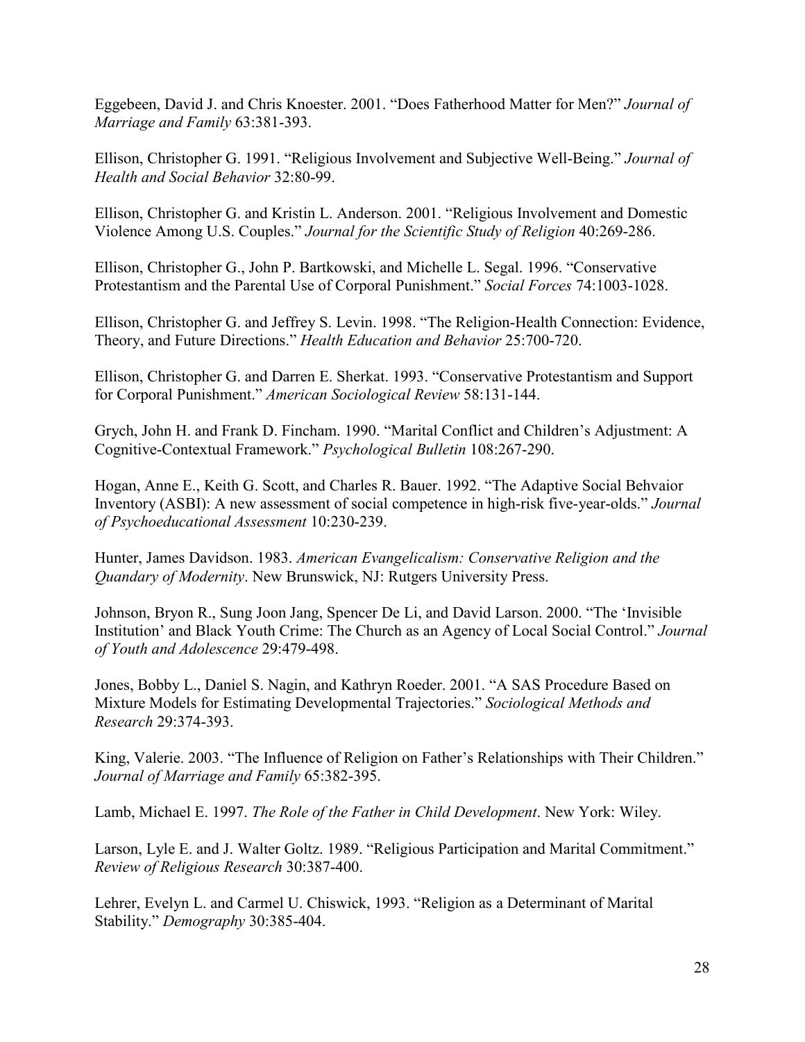Eggebeen, David J. and Chris Knoester. 2001. "Does Fatherhood Matter for Men?" *Journal of Marriage and Family* 63:381-393.

Ellison, Christopher G. 1991. "Religious Involvement and Subjective Well-Being." *Journal of Health and Social Behavior* 32:80-99.

Ellison, Christopher G. and Kristin L. Anderson. 2001. "Religious Involvement and Domestic Violence Among U.S. Couples." *Journal for the Scientific Study of Religion* 40:269-286.

Ellison, Christopher G., John P. Bartkowski, and Michelle L. Segal. 1996. "Conservative Protestantism and the Parental Use of Corporal Punishment." *Social Forces* 74:1003-1028.

Ellison, Christopher G. and Jeffrey S. Levin. 1998. "The Religion-Health Connection: Evidence, Theory, and Future Directions." *Health Education and Behavior* 25:700-720.

Ellison, Christopher G. and Darren E. Sherkat. 1993. "Conservative Protestantism and Support for Corporal Punishment." *American Sociological Review* 58:131-144.

Grych, John H. and Frank D. Fincham. 1990. "Marital Conflict and Children's Adjustment: A Cognitive-Contextual Framework." *Psychological Bulletin* 108:267-290.

Hogan, Anne E., Keith G. Scott, and Charles R. Bauer. 1992. "The Adaptive Social Behvaior Inventory (ASBI): A new assessment of social competence in high-risk five-year-olds." *Journal of Psychoeducational Assessment* 10:230-239.

Hunter, James Davidson. 1983. *American Evangelicalism: Conservative Religion and the Quandary of Modernity*. New Brunswick, NJ: Rutgers University Press.

Johnson, Bryon R., Sung Joon Jang, Spencer De Li, and David Larson. 2000. "The 'Invisible Institution' and Black Youth Crime: The Church as an Agency of Local Social Control." *Journal of Youth and Adolescence* 29:479-498.

Jones, Bobby L., Daniel S. Nagin, and Kathryn Roeder. 2001. "A SAS Procedure Based on Mixture Models for Estimating Developmental Trajectories." *Sociological Methods and Research* 29:374-393.

King, Valerie. 2003. "The Influence of Religion on Father's Relationships with Their Children." *Journal of Marriage and Family* 65:382-395.

Lamb, Michael E. 1997. *The Role of the Father in Child Development*. New York: Wiley.

Larson, Lyle E. and J. Walter Goltz. 1989. "Religious Participation and Marital Commitment." *Review of Religious Research* 30:387-400.

Lehrer, Evelyn L. and Carmel U. Chiswick, 1993. "Religion as a Determinant of Marital Stability." *Demography* 30:385-404.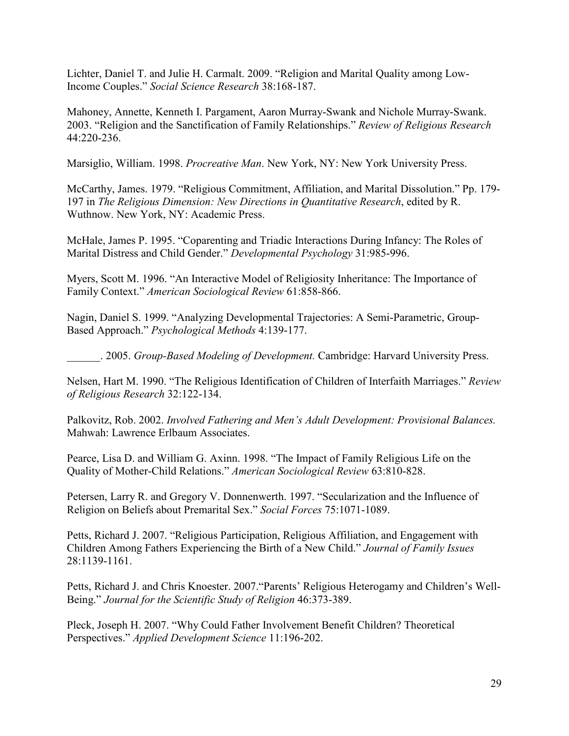Lichter, Daniel T. and Julie H. Carmalt. 2009. "Religion and Marital Quality among Low-Income Couples." *Social Science Research* 38:168-187.

Mahoney, Annette, Kenneth I. Pargament, Aaron Murray-Swank and Nichole Murray-Swank. 2003. "Religion and the Sanctification of Family Relationships." *Review of Religious Research* 44:220-236.

Marsiglio, William. 1998. *Procreative Man*. New York, NY: New York University Press.

McCarthy, James. 1979. "Religious Commitment, Affiliation, and Marital Dissolution." Pp. 179-197 in *The Religious Dimension: New Directions in Quantitative Research*, edited by R. Wuthnow. New York, NY: Academic Press.

McHale, James P. 1995. "Coparenting and Triadic Interactions During Infancy: The Roles of Marital Distress and Child Gender." *Developmental Psychology* 31:985-996.

Myers, Scott M. 1996. "An Interactive Model of Religiosity Inheritance: The Importance of Family Context." *American Sociological Review* 61:858-866.

Nagin, Daniel S. 1999. "Analyzing Developmental Trajectories: A Semi-Parametric, Group-Based Approach." *Psychological Methods* 4:139-177.

______. 2005. *Group-Based Modeling of Development.* Cambridge: Harvard University Press.

Nelsen, Hart M. 1990. "The Religious Identification of Children of Interfaith Marriages." *Review of Religious Research* 32:122-134.

Palkovitz, Rob. 2002. *Involved Fathering and Men's Adult Development: Provisional Balances.* Mahwah: Lawrence Erlbaum Associates.

Pearce, Lisa D. and William G. Axinn. 1998. "The Impact of Family Religious Life on the Quality of Mother-Child Relations." *American Sociological Review* 63:810-828.

Petersen, Larry R. and Gregory V. Donnenwerth. 1997. "Secularization and the Influence of Religion on Beliefs about Premarital Sex." *Social Forces* 75:1071-1089.

Petts, Richard J. 2007. "Religious Participation, Religious Affiliation, and Engagement with Children Among Fathers Experiencing the Birth of a New Child." *Journal of Family Issues* 28:1139-1161.

Petts, Richard J. and Chris Knoester. 2007."Parents' Religious Heterogamy and Children's Well-Being." *Journal for the Scientific Study of Religion* 46:373-389.

Pleck, Joseph H. 2007. "Why Could Father Involvement Benefit Children? Theoretical Perspectives." *Applied Development Science* 11:196-202.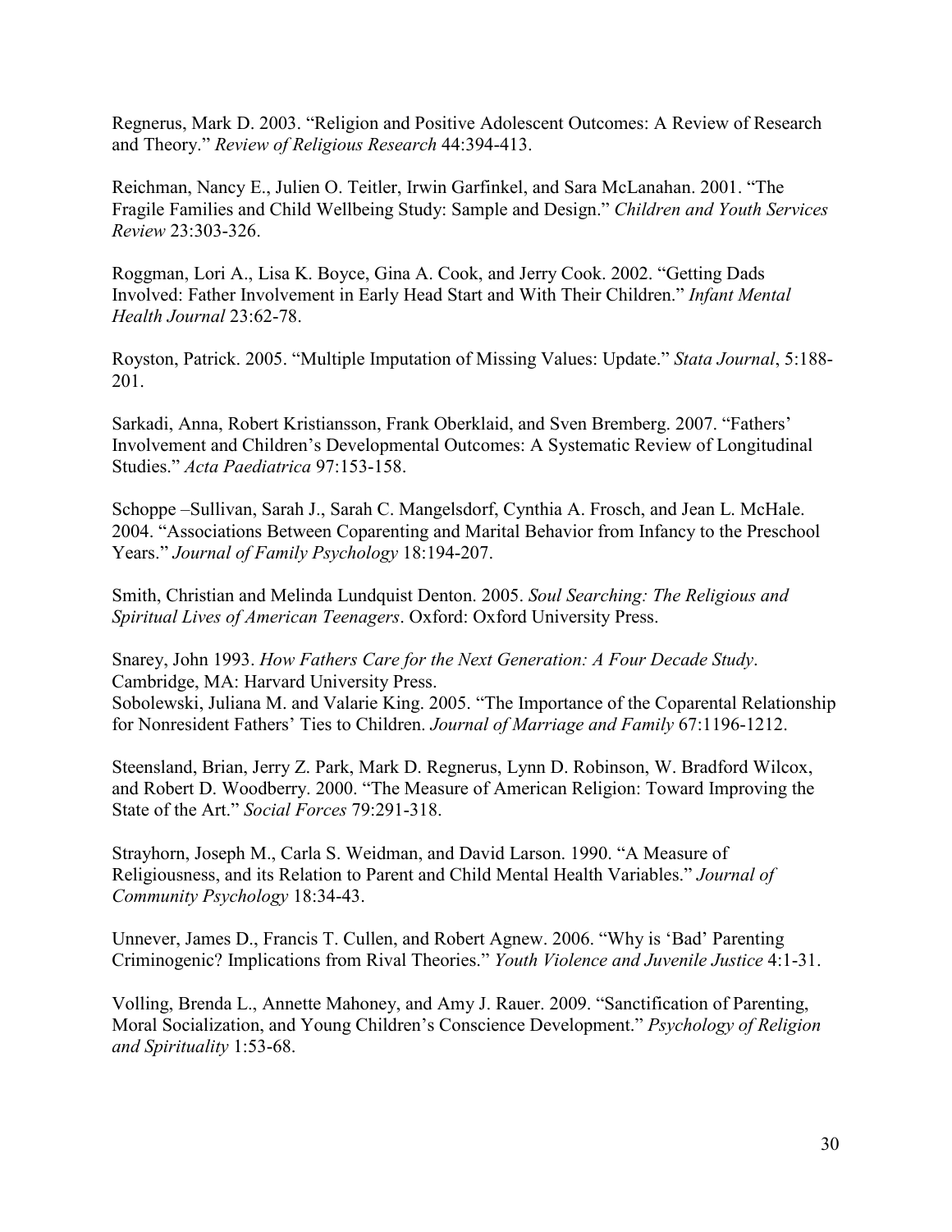Regnerus, Mark D. 2003. "Religion and Positive Adolescent Outcomes: A Review of Research and Theory." *Review of Religious Research* 44:394-413.

Reichman, Nancy E., Julien O. Teitler, Irwin Garfinkel, and Sara McLanahan. 2001. "The Fragile Families and Child Wellbeing Study: Sample and Design." *Children and Youth Services Review* 23:303-326.

Roggman, Lori A., Lisa K. Boyce, Gina A. Cook, and Jerry Cook. 2002. "Getting Dads Involved: Father Involvement in Early Head Start and With Their Children." *Infant Mental Health Journal* 23:62-78.

Royston, Patrick. 2005. "Multiple Imputation of Missing Values: Update." *Stata Journal*, 5:188-201.

Sarkadi, Anna, Robert Kristiansson, Frank Oberklaid, and Sven Bremberg. 2007. "Fathers' Involvement and Children's Developmental Outcomes: A Systematic Review of Longitudinal Studies." *Acta Paediatrica* 97:153-158.

Schoppe –Sullivan, Sarah J., Sarah C. Mangelsdorf, Cynthia A. Frosch, and Jean L. McHale. 2004. "Associations Between Coparenting and Marital Behavior from Infancy to the Preschool Years." *Journal of Family Psychology* 18:194-207.

Smith, Christian and Melinda Lundquist Denton. 2005. *Soul Searching: The Religious and Spiritual Lives of American Teenagers*. Oxford: Oxford University Press.

Snarey, John 1993. *How Fathers Care for the Next Generation: A Four Decade Study*. Cambridge, MA: Harvard University Press.

Sobolewski, Juliana M. and Valarie King. 2005. "The Importance of the Coparental Relationship for Nonresident Fathers' Ties to Children. *Journal of Marriage and Family* 67:1196-1212.

Steensland, Brian, Jerry Z. Park, Mark D. Regnerus, Lynn D. Robinson, W. Bradford Wilcox, and Robert D. Woodberry. 2000. "The Measure of American Religion: Toward Improving the State of the Art." *Social Forces* 79:291-318.

Strayhorn, Joseph M., Carla S. Weidman, and David Larson. 1990. "A Measure of Religiousness, and its Relation to Parent and Child Mental Health Variables." *Journal of Community Psychology* 18:34-43.

Unnever, James D., Francis T. Cullen, and Robert Agnew. 2006. "Why is 'Bad' Parenting Criminogenic? Implications from Rival Theories." *Youth Violence and Juvenile Justice* 4:1-31.

Volling, Brenda L., Annette Mahoney, and Amy J. Rauer. 2009. "Sanctification of Parenting, Moral Socialization, and Young Children's Conscience Development." *Psychology of Religion and Spirituality* 1:53-68.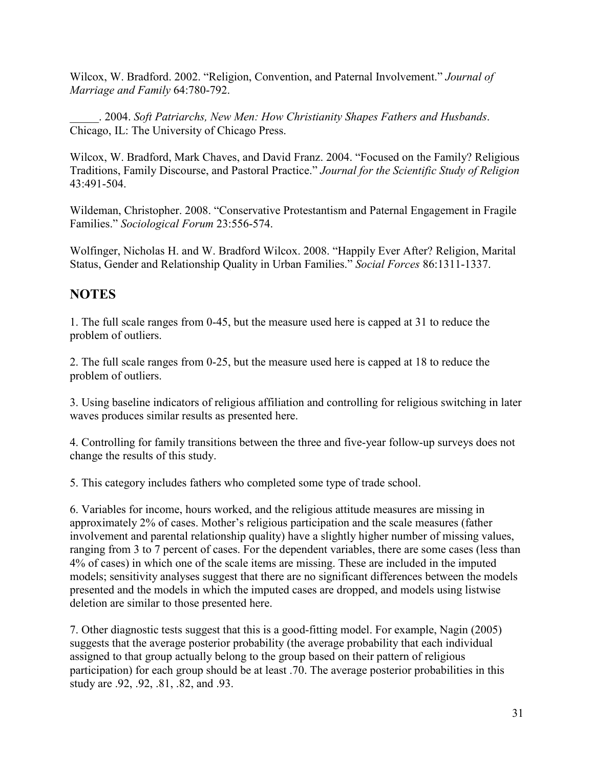Wilcox, W. Bradford. 2002. "Religion, Convention, and Paternal Involvement." *Journal of Marriage and Family* 64:780-792.

_____. 2004. *Soft Patriarchs, New Men: How Christianity Shapes Fathers and Husbands*. Chicago, IL: The University of Chicago Press.

Wilcox, W. Bradford, Mark Chaves, and David Franz. 2004. "Focused on the Family? Religious Traditions, Family Discourse, and Pastoral Practice." *Journal for the Scientific Study of Religion* 43:491-504.

Wildeman, Christopher. 2008. "Conservative Protestantism and Paternal Engagement in Fragile Families." *Sociological Forum* 23:556-574.

Wolfinger, Nicholas H. and W. Bradford Wilcox. 2008. "Happily Ever After? Religion, Marital Status, Gender and Relationship Quality in Urban Families." *Social Forces* 86:1311-1337.

## NOTES

1. The full scale ranges from 0-45, but the measure used here is capped at 31 to reduce the problem of outliers.

2. The full scale ranges from 0-25, but the measure used here is capped at 18 to reduce the problem of outliers.

3. Using baseline indicators of religious affiliation and controlling for religious switching in later waves produces similar results as presented here.

4. Controlling for family transitions between the three and five-year follow-up surveys does not change the results of this study.

5. This category includes fathers who completed some type of trade school.

6. Variables for income, hours worked, and the religious attitude measures are missing in approximately 2% of cases. Mother's religious participation and the scale measures (father involvement and parental relationship quality) have a slightly higher number of missing values, ranging from 3 to 7 percent of cases. For the dependent variables, there are some cases (less than 4% of cases) in which one of the scale items are missing. These are included in the imputed models; sensitivity analyses suggest that there are no significant differences between the models presented and the models in which the imputed cases are dropped, and models using listwise deletion are similar to those presented here.

7. Other diagnostic tests suggest that this is a good-fitting model. For example, Nagin (2005) suggests that the average posterior probability (the average probability that each individual assigned to that group actually belong to the group based on their pattern of religious participation) for each group should be at least .70. The average posterior probabilities in this study are .92, .92, .81, .82, and .93.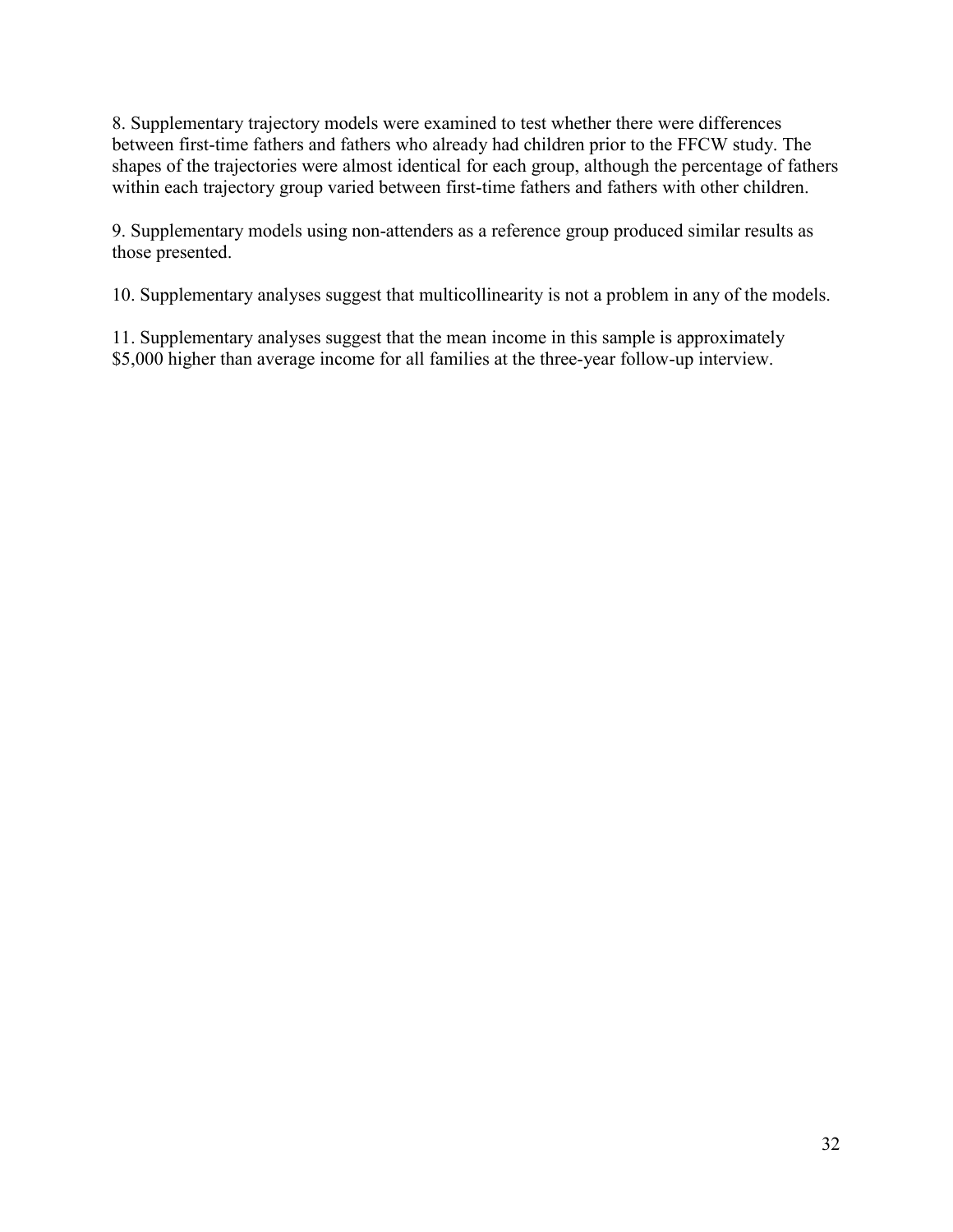8. Supplementary trajectory models were examined to test whether there were differences between first-time fathers and fathers who already had children prior to the FFCW study. The shapes of the trajectories were almost identical for each group, although the percentage of fathers within each trajectory group varied between first-time fathers and fathers with other children.

9. Supplementary models using non-attenders as a reference group produced similar results as those presented.

10. Supplementary analyses suggest that multicollinearity is not a problem in any of the models.

11. Supplementary analyses suggest that the mean income in this sample is approximately $5,000 higher than average income for all families at the three-year follow-up interview.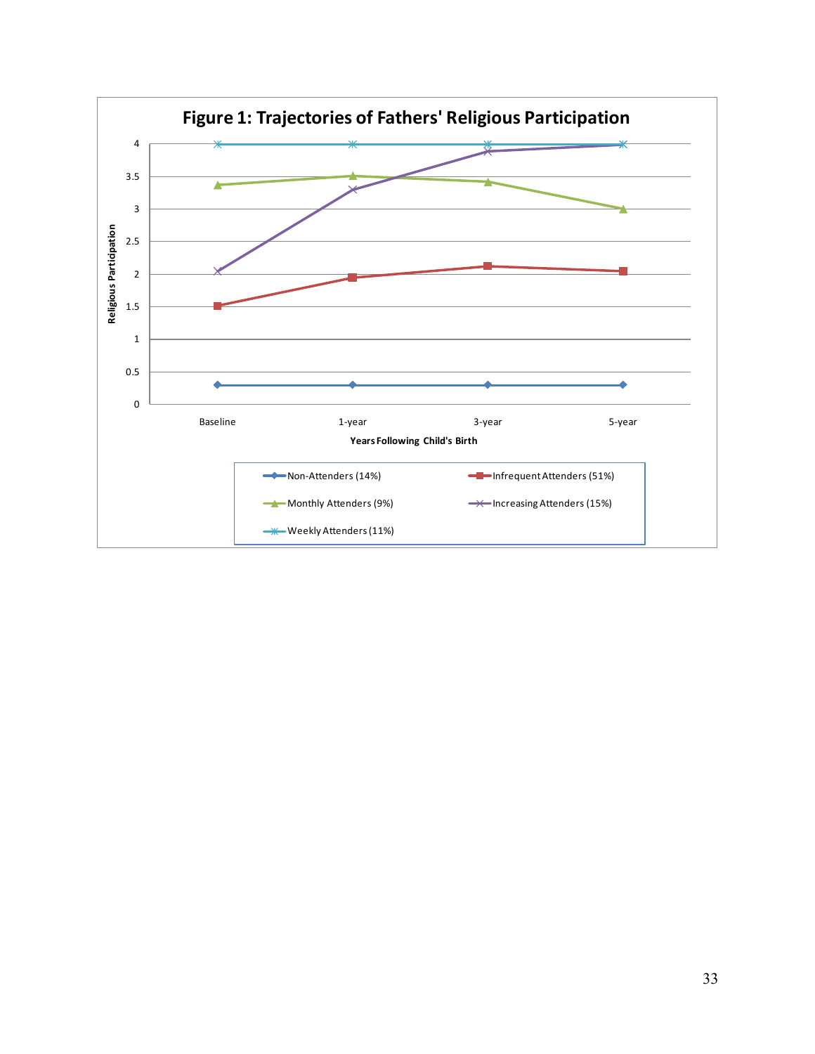**Figure 1: Trajectories of Fathers' Religious Participation**

Religious Participation

Years Following Child's Birth

Baseline, 1-year, 3-year, 5-year

Non-Attenders (14%)

Infrequent Attenders (51%)

Monthly Attenders (9%)

Increasing Attenders (15%)

Weekly Attenders (11%)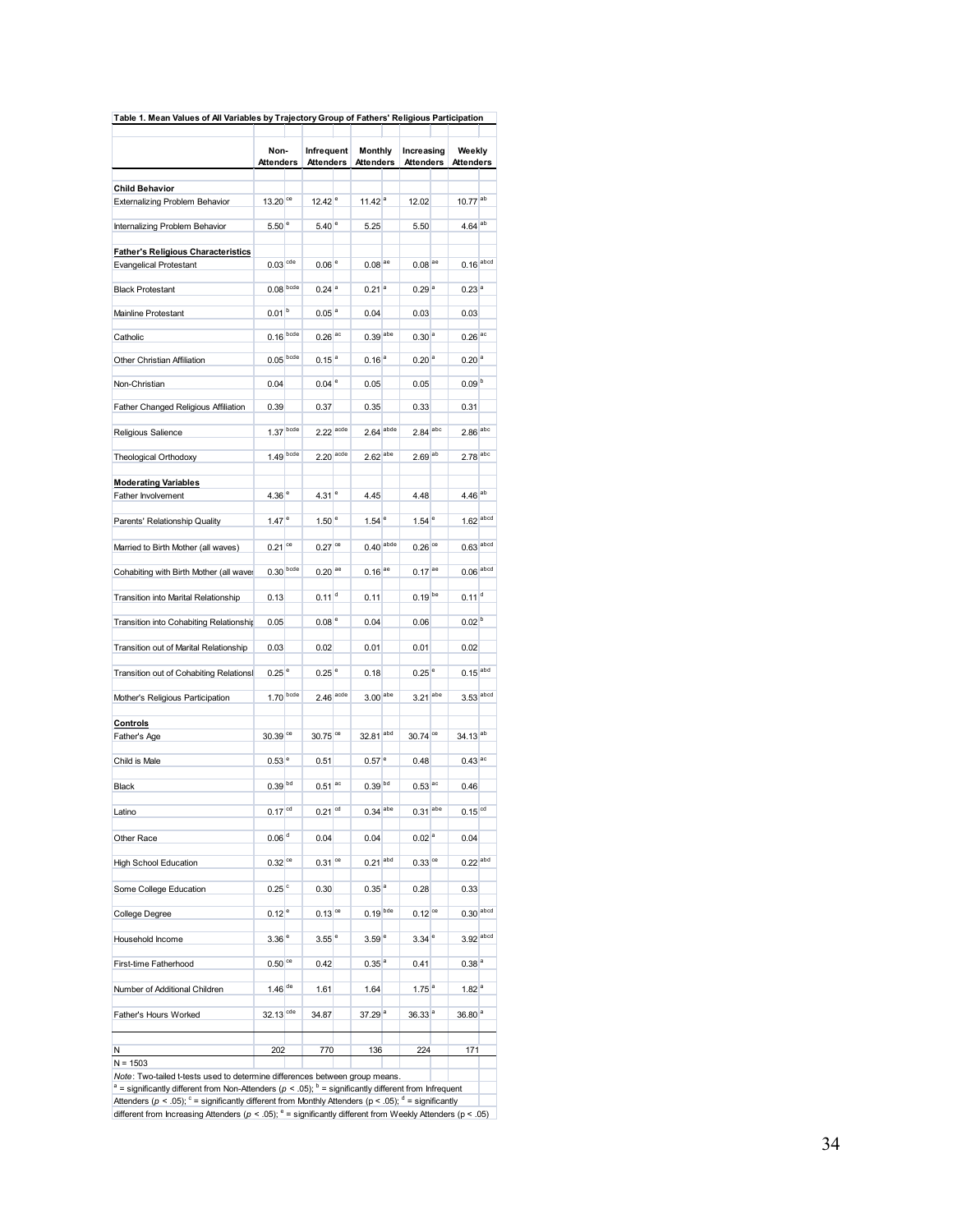**Table 1. Mean Values of All Variables by Trajectory Group of Fathers' Religious Participation**

| | Non-Attenders | Infrequent Attenders | Monthly Attenders | Increasing Attenders | Weekly Attenders |
|---|---|---|---|---|---|
| **Child Behavior** | | | | | |
| Externalizing Problem Behavior | 13.20 [ce] | 12.42 [e] | 11.42 [a] | 12.02 | 10.77 [ab] |
| Internalizing Problem Behavior | 5.50 [e] | 5.40 [e] | 5.25 | 5.50 | 4.64 [ab] |
| **Father's Religious Characteristics** | | | | | |
| Evangelical Protestant | 0.03 [cde] | 0.06 [e] | 0.08 [ae] | 0.08 [ae] | 0.16 [abcd] |
| Black Protestant | 0.08 [bcde] | 0.24 [a] | 0.21 [a] | 0.29 [a] | 0.23 [a] |
| Mainline Protestant | 0.01 [b] | 0.05 [a] | 0.04 | 0.03 | 0.03 |
| Catholic | 0.16 [bcde] | 0.26 [ac] | 0.39 [abe] | 0.30 [a] | 0.26 [ac] |
| Other Christian Affiliation | 0.05 [bcde] | 0.15 [a] | 0.16 [a] | 0.20 [a] | 0.20 [a] |
| Non-Christian | 0.04 | 0.04 [e] | 0.05 | 0.05 | 0.09 [b] |
| Father Changed Religious Affiliation | 0.39 | 0.37 | 0.35 | 0.33 | 0.31 |
| Religious Salience | 1.37 [bcde] | 2.22 [acde] | 2.64 [abde] | 2.84 [abc] | 2.86 [abc] |
| Theological Orthodoxy | 1.49 [bcde] | 2.20 [acde] | 2.62 [abe] | 2.69 [ab] | 2.78 [abc] |
| **Moderating Variables** | | | | | |
| Father Involvement | 4.36 [e] | 4.31 [e] | 4.45 | 4.48 | 4.46 [ab] |
| Parents' Relationship Quality | 1.47 [e] | 1.50 [e] | 1.54 [e] | 1.54 [e] | 1.62 [abcd] |
| Married to Birth Mother (all waves) | 0.21 [ce] | 0.27 [ce] | 0.40 [abde] | 0.26 [ce] | 0.63 [abcd] |
| Cohabiting with Birth Mother (all waves) | 0.30 [bcde] | 0.20 [ae] | 0.16 [ae] | 0.17 [ae] | 0.06 [abcd] |
| Transition into Marital Relationship | 0.13 | 0.11 [d] | 0.11 | 0.19 [be] | 0.11 [d] |
| Transition into Cohabiting Relationship | 0.05 | 0.08 [e] | 0.04 | 0.06 | 0.02 [b] |
| Transition out of Marital Relationship | 0.03 | 0.02 | 0.01 | 0.01 | 0.02 |
| Transition out of Cohabiting Relationship | 0.25 [e] | 0.25 [e] | 0.18 | 0.25 [e] | 0.15 [abd] |
| Mother's Religious Participation | 1.70 [bcde] | 2.46 [acde] | 3.00 [abe] | 3.21 [abe] | 3.53 [abcd] |
| **Controls** | | | | | |
| Father's Age | 30.39 [ce] | 30.75 [ce] | 32.81 [abd] | 30.74 [ce] | 34.13 [ab] |
| Child is Male | 0.53 [e] | 0.51 | 0.57 [e] | 0.48 | 0.43 [ac] |
| Black | 0.39 [bd] | 0.51 [ac] | 0.39 [bd] | 0.53 [ac] | 0.46 |
| Latino | 0.17 [cd] | 0.21 [cd] | 0.34 [abe] | 0.31 [abe] | 0.15 [cd] |
| Other Race | 0.06 [d] | 0.04 | 0.04 | 0.02 [a] | 0.04 |
| High School Education | 0.32 [ce] | 0.31 [ce] | 0.21 [abd] | 0.33 [ce] | 0.22 [abd] |
| Some College Education | 0.25 [c] | 0.30 | 0.35 [a] | 0.28 | 0.33 |
| College Degree | 0.12 [e] | 0.13 [ce] | 0.19 [bde] | 0.12 [ce] | 0.30 [abcd] |
| Household Income | 3.36 [e] | 3.55 [e] | 3.59 [e] | 3.34 [e] | 3.92 [abcd] |
| First-time Fatherhood | 0.50 [ce] | 0.42 | 0.35 [a] | 0.41 | 0.38 [a] |
| Number of Additional Children | 1.46 [de] | 1.61 | 1.64 | 1.75 [a] | 1.82 [a] |
| Father's Hours Worked | 32.13 [cde] | 34.87 | 37.29 [a] | 36.33 [a] | 36.80 [a] |
| N | 202 | 770 | 136 | 224 | 171 |

N = 1503

*Note*: Two-tailed t-tests used to determine differences between group means.
[a] = significantly different from Non-Attenders ($p < .05$); [b] = significantly different from Infrequent Attenders ($p < .05$); [c] = significantly different from Monthly Attenders ($p < .05$); [d] = significantly different from Increasing Attenders ($p < .05$); [e] = significantly different from Weekly Attenders ($p < .05$)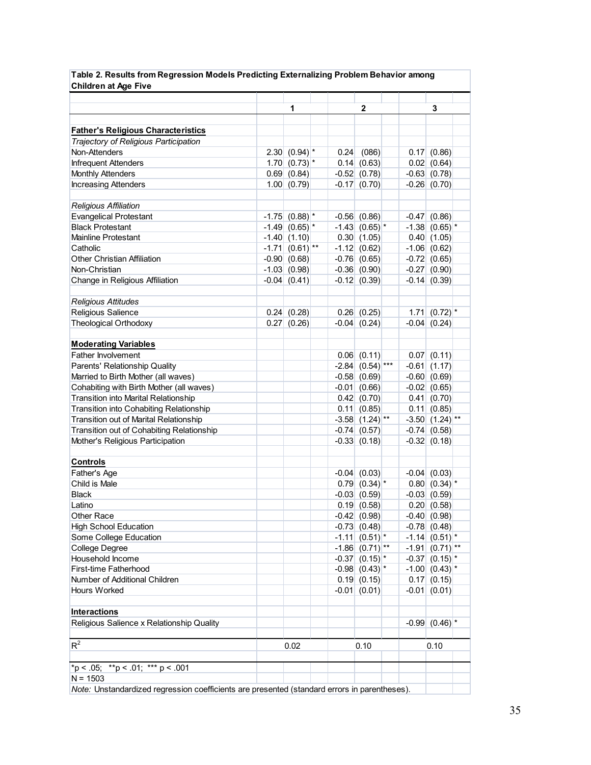**Table 2. Results from Regression Models Predicting Externalizing Problem Behavior among Children at Age Five**

| | 1 | | | 2 | | | 3 | | |
|---|---|---|---|---|---|---|---|---|---|
| **Father's Religious Characteristics** | | | | | | | | | |
| *Trajectory of Religious Participation* | | | | | | | | | |
| Non-Attenders | 2.30 | (0.94) | * | 0.24 | (086) | | 0.17 | (0.86) | |
| Infrequent Attenders | 1.70 | (0.73) | * | 0.14 | (0.63) | | 0.02 | (0.64) | |
| Monthly Attenders | 0.69 | (0.84) | | -0.52 | (0.78) | | -0.63 | (0.78) | |
| Increasing Attenders | 1.00 | (0.79) | | -0.17 | (0.70) | | -0.26 | (0.70) | |
| *Religious Affiliation* | | | | | | | | | |
| Evangelical Protestant | -1.75 | (0.88) | * | -0.56 | (0.86) | | -0.47 | (0.86) | |
| Black Protestant | -1.49 | (0.65) | * | -1.43 | (0.65) | * | -1.38 | (0.65) | * |
| Mainline Protestant | -1.40 | (1.10) | | 0.30 | (1.05) | | 0.40 | (1.05) | |
| Catholic | -1.71 | (0.61) | ** | -1.12 | (0.62) | | -1.06 | (0.62) | |
| Other Christian Affiliation | -0.90 | (0.68) | | -0.76 | (0.65) | | -0.72 | (0.65) | |
| Non-Christian | -1.03 | (0.98) | | -0.36 | (0.90) | | -0.27 | (0.90) | |
| Change in Religious Affiliation | -0.04 | (0.41) | | -0.12 | (0.39) | | -0.14 | (0.39) | |
| *Religious Attitudes* | | | | | | | | | |
| Religious Salience | 0.24 | (0.28) | | 0.26 | (0.25) | | 1.71 | (0.72) | * |
| Theological Orthodoxy | 0.27 | (0.26) | | -0.04 | (0.24) | | -0.04 | (0.24) | |
| **Moderating Variables** | | | | | | | | | |
| Father Involvement | | | | 0.06 | (0.11) | | 0.07 | (0.11) | |
| Parents' Relationship Quality | | | | -2.84 | (0.54) | *** | -0.61 | (1.17) | |
| Married to Birth Mother (all waves) | | | | -0.58 | (0.69) | | -0.60 | (0.69) | |
| Cohabiting with Birth Mother (all waves) | | | | -0.01 | (0.66) | | -0.02 | (0.65) | |
| Transition into Marital Relationship | | | | 0.42 | (0.70) | | 0.41 | (0.70) | |
| Transition into Cohabiting Relationship | | | | 0.11 | (0.85) | | 0.11 | (0.85) | |
| Transition out of Marital Relationship | | | | -3.58 | (1.24) | ** | -3.50 | (1.24) | ** |
| Transition out of Cohabiting Relationship | | | | -0.74 | (0.57) | | -0.74 | (0.58) | |
| Mother's Religious Participation | | | | -0.33 | (0.18) | | -0.32 | (0.18) | |
| **Controls** | | | | | | | | | |
| Father's Age | | | | -0.04 | (0.03) | | -0.04 | (0.03) | |
| Child is Male | | | | 0.79 | (0.34) | * | 0.80 | (0.34) | * |
| Black | | | | -0.03 | (0.59) | | -0.03 | (0.59) | |
| Latino | | | | 0.19 | (0.58) | | 0.20 | (0.58) | |
| Other Race | | | | -0.42 | (0.98) | | -0.40 | (0.98) | |
| High School Education | | | | -0.73 | (0.48) | | -0.78 | (0.48) | |
| Some College Education | | | | -1.11 | (0.51) | * | -1.14 | (0.51) | * |
| College Degree | | | | -1.86 | (0.71) | ** | -1.91 | (0.71) | ** |
| Household Income | | | | -0.37 | (0.15) | * | -0.37 | (0.15) | * |
| First-time Fatherhood | | | | -0.98 | (0.43) | * | -1.00 | (0.43) | * |
| Number of Additional Children | | | | 0.19 | (0.15) | | 0.17 | (0.15) | |
| Hours Worked | | | | -0.01 | (0.01) | | -0.01 | (0.01) | |
| **Interactions** | | | | | | | | | |
| Religious Salience x Relationship Quality | | | | | | | -0.99 | (0.46) | * |
| $R^2$ | 0.02 | | | 0.10 | | | 0.10 | | |

*p < .05; **p < .01; *** p < .001

N = 1503

*Note:* Unstandardized regression coefficients are presented (standard errors in parentheses).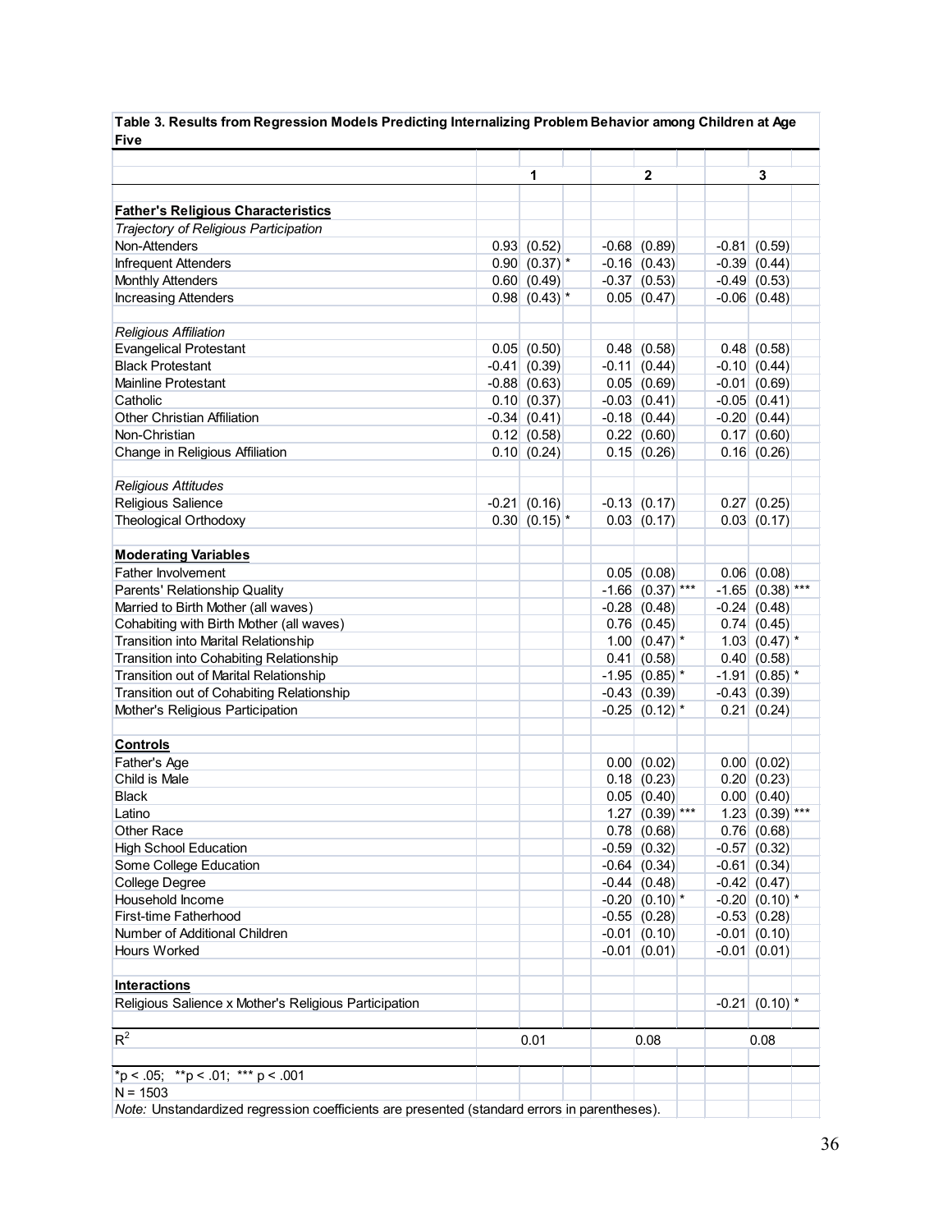**Table 3. Results from Regression Models Predicting Internalizing Problem Behavior among Children at Age Five**

| | 1 | | | 2 | | | 3 | | |
|---|---|---|---|---|---|---|---|---|---|
| **Father's Religious Characteristics** | | | | | | | | | |
| *Trajectory of Religious Participation* | | | | | | | | | |
| Non-Attenders | 0.93 | (0.52) | | -0.68 | (0.89) | | -0.81 | (0.59) | |
| Infrequent Attenders | 0.90 | (0.37) | * | -0.16 | (0.43) | | -0.39 | (0.44) | |
| Monthly Attenders | 0.60 | (0.49) | | -0.37 | (0.53) | | -0.49 | (0.53) | |
| Increasing Attenders | 0.98 | (0.43) | * | 0.05 | (0.47) | | -0.06 | (0.48) | |
| *Religious Affiliation* | | | | | | | | | |
| Evangelical Protestant | 0.05 | (0.50) | | 0.48 | (0.58) | | 0.48 | (0.58) | |
| Black Protestant | -0.41 | (0.39) | | -0.11 | (0.44) | | -0.10 | (0.44) | |
| Mainline Protestant | -0.88 | (0.63) | | 0.05 | (0.69) | | -0.01 | (0.69) | |
| Catholic | 0.10 | (0.37) | | -0.03 | (0.41) | | -0.05 | (0.41) | |
| Other Christian Affiliation | -0.34 | (0.41) | | -0.18 | (0.44) | | -0.20 | (0.44) | |
| Non-Christian | 0.12 | (0.58) | | 0.22 | (0.60) | | 0.17 | (0.60) | |
| Change in Religious Affiliation | 0.10 | (0.24) | | 0.15 | (0.26) | | 0.16 | (0.26) | |
| *Religious Attitudes* | | | | | | | | | |
| Religious Salience | -0.21 | (0.16) | | -0.13 | (0.17) | | 0.27 | (0.25) | |
| Theological Orthodoxy | 0.30 | (0.15) | * | 0.03 | (0.17) | | 0.03 | (0.17) | |
| **Moderating Variables** | | | | | | | | | |
| Father Involvement | | | | 0.05 | (0.08) | | 0.06 | (0.08) | |
| Parents' Relationship Quality | | | | -1.66 | (0.37) | *** | -1.65 | (0.38) | *** |
| Married to Birth Mother (all waves) | | | | -0.28 | (0.48) | | -0.24 | (0.48) | |
| Cohabiting with Birth Mother (all waves) | | | | 0.76 | (0.45) | | 0.74 | (0.45) | |
| Transition into Marital Relationship | | | | 1.00 | (0.47) | * | 1.03 | (0.47) | * |
| Transition into Cohabiting Relationship | | | | 0.41 | (0.58) | | 0.40 | (0.58) | |
| Transition out of Marital Relationship | | | | -1.95 | (0.85) | * | -1.91 | (0.85) | * |
| Transition out of Cohabiting Relationship | | | | -0.43 | (0.39) | | -0.43 | (0.39) | |
| Mother's Religious Participation | | | | -0.25 | (0.12) | * | 0.21 | (0.24) | |
| **Controls** | | | | | | | | | |
| Father's Age | | | | 0.00 | (0.02) | | 0.00 | (0.02) | |
| Child is Male | | | | 0.18 | (0.23) | | 0.20 | (0.23) | |
| Black | | | | 0.05 | (0.40) | | 0.00 | (0.40) | |
| Latino | | | | 1.27 | (0.39) | *** | 1.23 | (0.39) | *** |
| Other Race | | | | 0.78 | (0.68) | | 0.76 | (0.68) | |
| High School Education | | | | -0.59 | (0.32) | | -0.57 | (0.32) | |
| Some College Education | | | | -0.64 | (0.34) | | -0.61 | (0.34) | |
| College Degree | | | | -0.44 | (0.48) | | -0.42 | (0.47) | |
| Household Income | | | | -0.20 | (0.10) | * | -0.20 | (0.10) | * |
| First-time Fatherhood | | | | -0.55 | (0.28) | | -0.53 | (0.28) | |
| Number of Additional Children | | | | -0.01 | (0.10) | | -0.01 | (0.10) | |
| Hours Worked | | | | -0.01 | (0.01) | | -0.01 | (0.01) | |
| **Interactions** | | | | | | | | | |
| Religious Salience x Mother's Religious Participation | | | | | | | -0.21 | (0.10) | * |
| $R^2$ | 0.01 | | | 0.08 | | | 0.08 | | |

*p < .05; **p < .01; *** p < .001

N = 1503

*Note:* Unstandardized regression coefficients are presented (standard errors in parentheses).